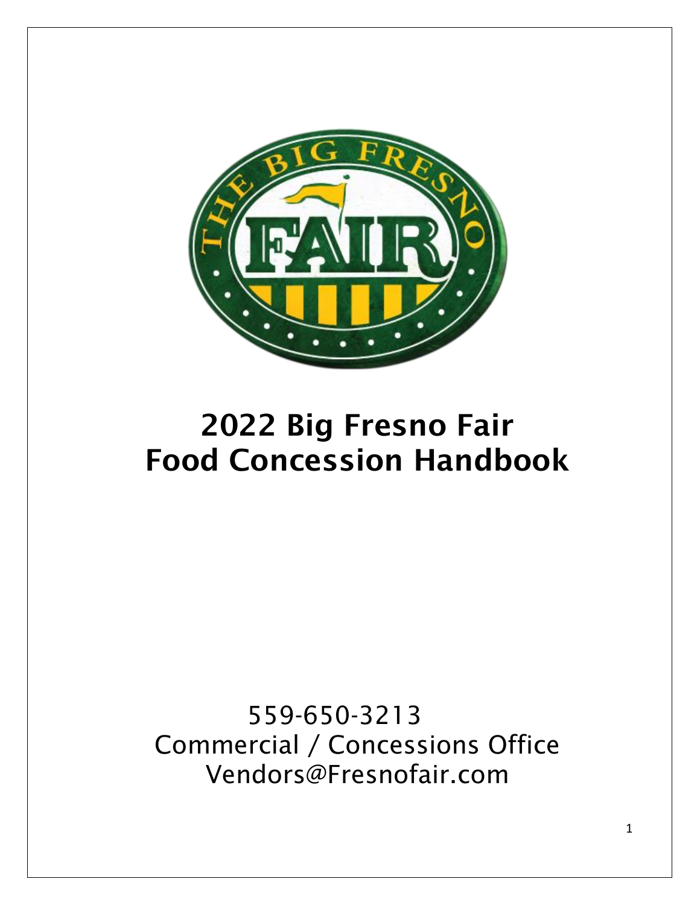# 2022 Big Fresno Fair Food Concession Handbook

559-650-3213
Commercial / Concessions Office
Vendors@Fresnofair.com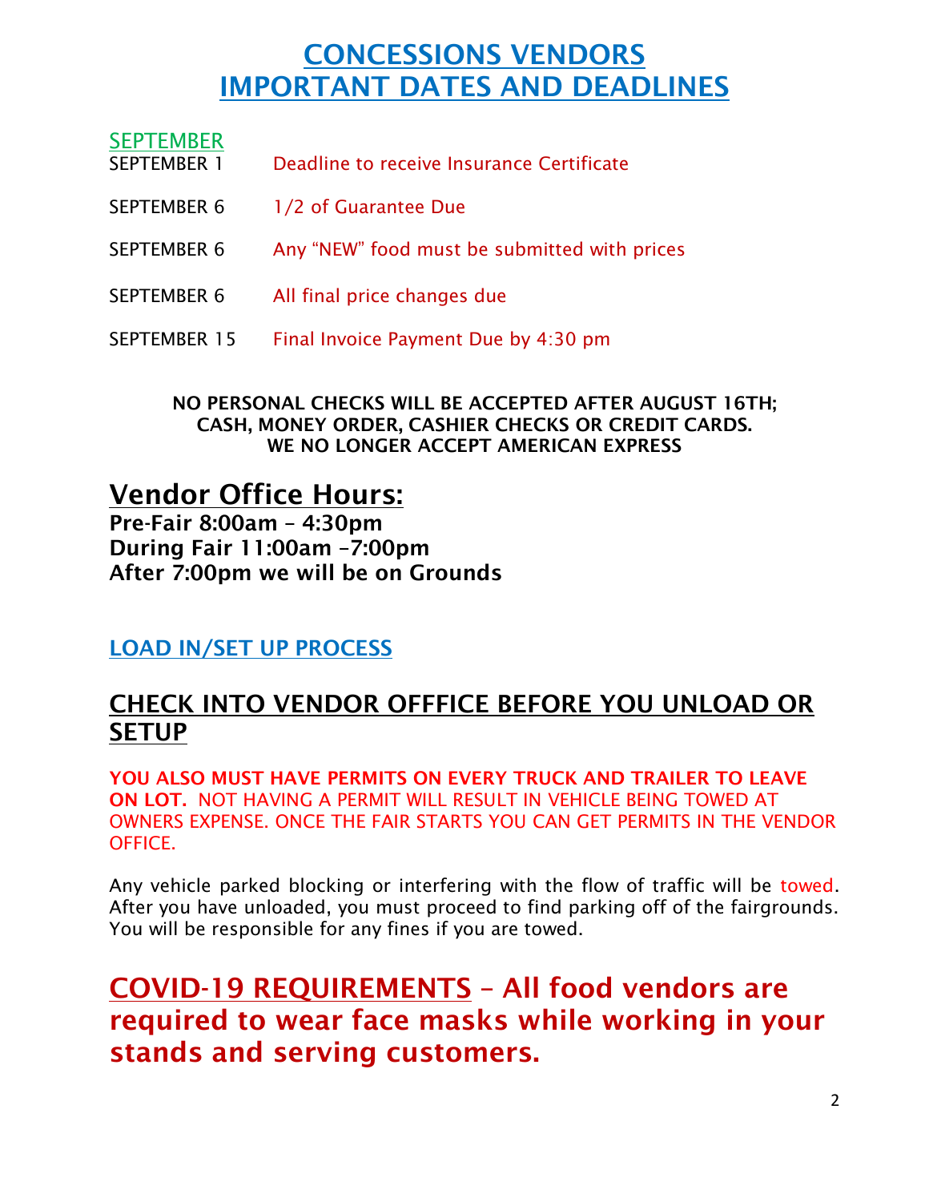# CONCESSIONS VENDORS
# IMPORTANT DATES AND DEADLINES

**SEPTEMBER**

| | |
|---|---|
| SEPTEMBER 1 | Deadline to receive Insurance Certificate |
| SEPTEMBER 6 | 1/2 of Guarantee Due |
| SEPTEMBER 6 | Any "NEW" food must be submitted with prices |
| SEPTEMBER 6 | All final price changes due |
| SEPTEMBER 15 | Final Invoice Payment Due by 4:30 pm |

**NO PERSONAL CHECKS WILL BE ACCEPTED AFTER AUGUST 16TH; CASH, MONEY ORDER, CASHIER CHECKS OR CREDIT CARDS. WE NO LONGER ACCEPT AMERICAN EXPRESS**

## Vendor Office Hours:

**Pre-Fair 8:00am – 4:30pm**
**During Fair 11:00am –7:00pm**
**After 7:00pm we will be on Grounds**

### LOAD IN/SET UP PROCESS

## CHECK INTO VENDOR OFFFICE BEFORE YOU UNLOAD OR SETUP

**YOU ALSO MUST HAVE PERMITS ON EVERY TRUCK AND TRAILER TO LEAVE ON LOT.** NOT HAVING A PERMIT WILL RESULT IN VEHICLE BEING TOWED AT OWNERS EXPENSE. ONCE THE FAIR STARTS YOU CAN GET PERMITS IN THE VENDOR OFFICE.

Any vehicle parked blocking or interfering with the flow of traffic will be towed. After you have unloaded, you must proceed to find parking off of the fairgrounds. You will be responsible for any fines if you are towed.

## COVID-19 REQUIREMENTS – All food vendors are required to wear face masks while working in your stands and serving customers.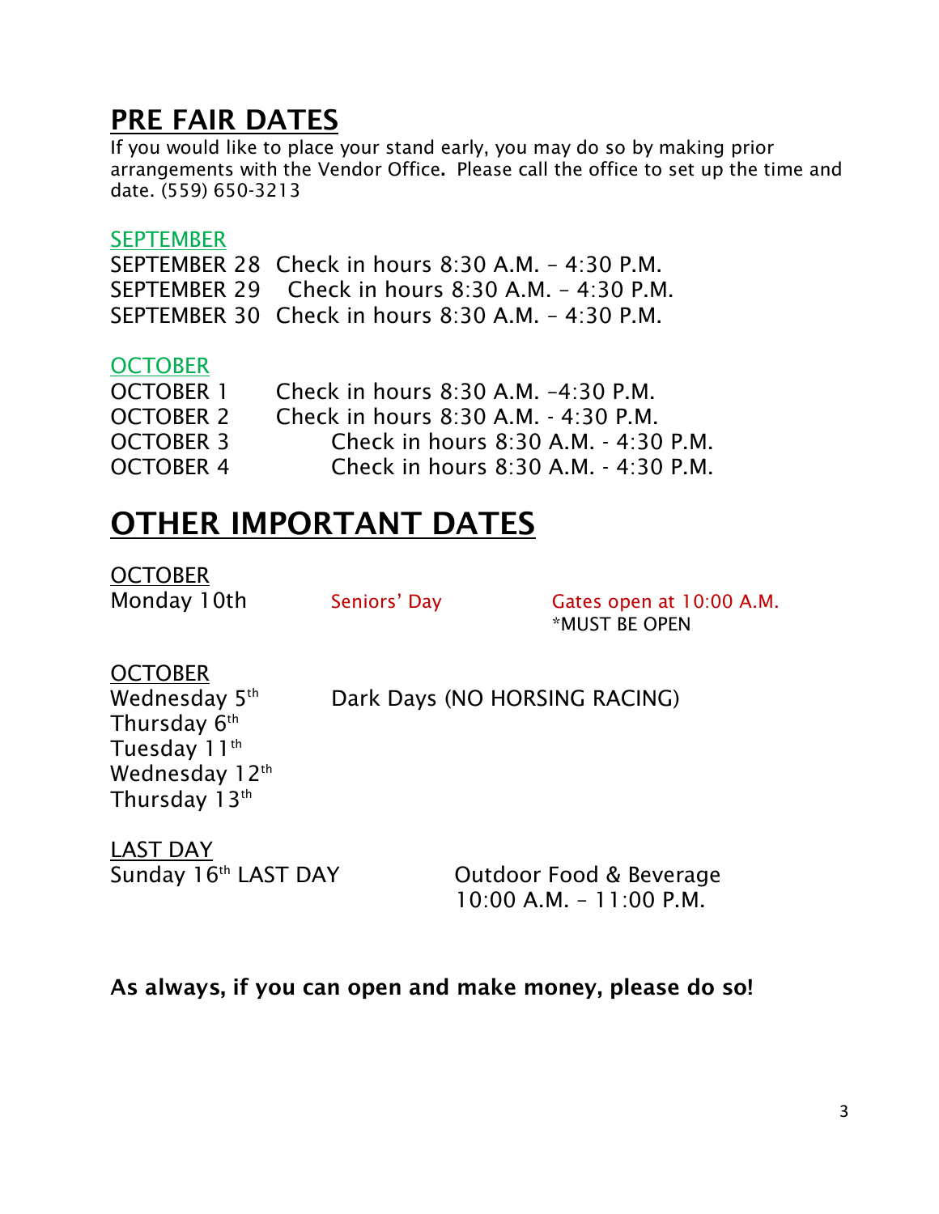## PRE FAIR DATES

If you would like to place your stand early, you may do so by making prior arrangements with the Vendor Office**.** Please call the office to set up the time and date. (559) 650-3213

SEPTEMBER

SEPTEMBER 28 Check in hours 8:30 A.M. – 4:30 P.M.
SEPTEMBER 29 Check in hours 8:30 A.M. – 4:30 P.M.
SEPTEMBER 30 Check in hours 8:30 A.M. – 4:30 P.M.

OCTOBER

OCTOBER 1 Check in hours 8:30 A.M. –4:30 P.M.
OCTOBER 2 Check in hours 8:30 A.M. - 4:30 P.M.
OCTOBER 3 Check in hours 8:30 A.M. - 4:30 P.M.
OCTOBER 4 Check in hours 8:30 A.M. - 4:30 P.M.

## OTHER IMPORTANT DATES

OCTOBER
Monday 10th Seniors' Day Gates open at 10:00 A.M.
*MUST BE OPEN

OCTOBER
Wednesday 5th Dark Days (NO HORSING RACING)
Thursday 6th
Tuesday 11th
Wednesday 12th
Thursday 13th

LAST DAY
Sunday 16th LAST DAY Outdoor Food & Beverage
10:00 A.M. – 11:00 P.M.

**As always, if you can open and make money, please do so!**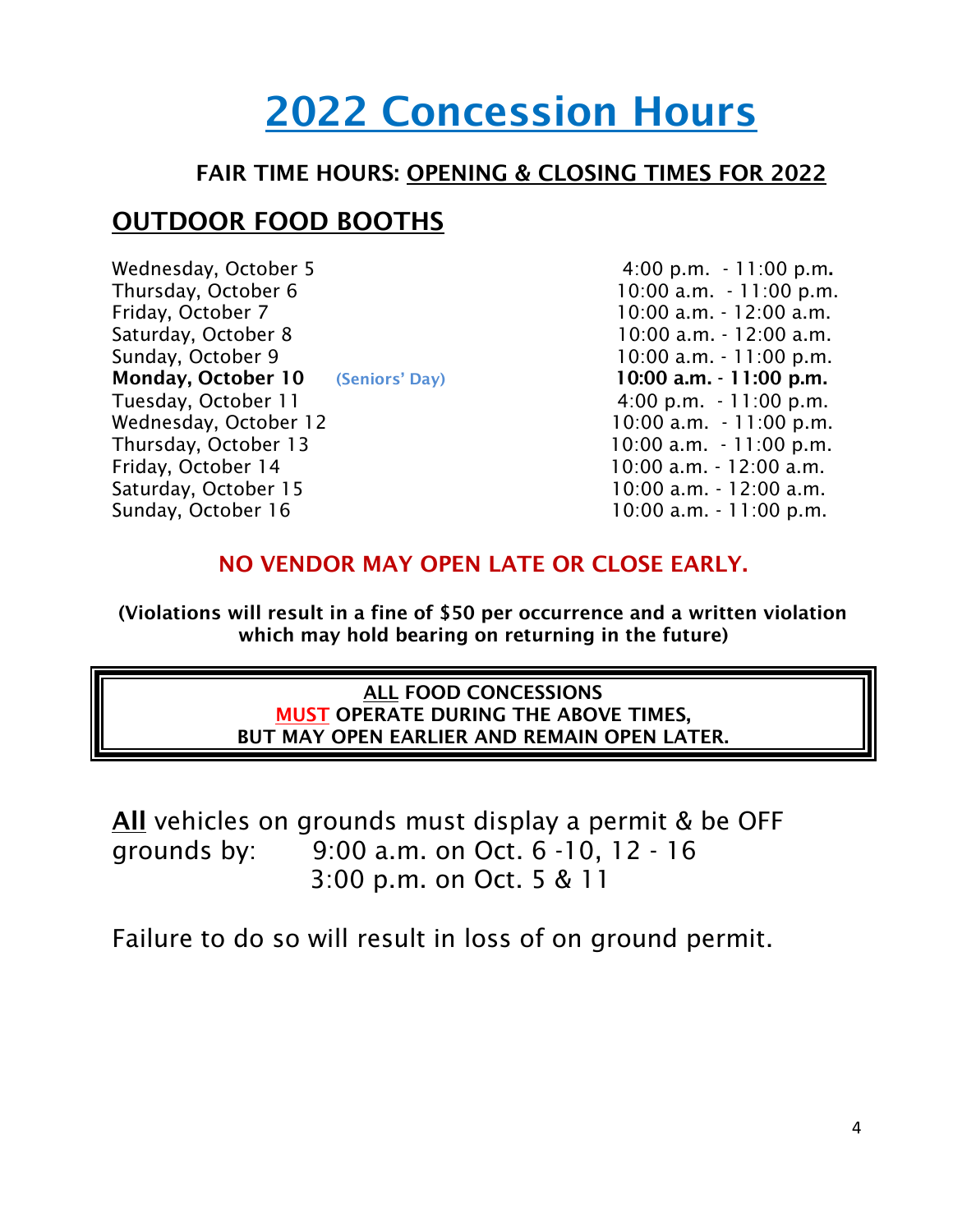# 2022 Concession Hours

### FAIR TIME HOURS: OPENING & CLOSING TIMES FOR 2022

## OUTDOOR FOOD BOOTHS

| Day | Hours |
|---|---|
| Wednesday, October 5 | 4:00 p.m. - 11:00 p.m. |
| Thursday, October 6 | 10:00 a.m. - 11:00 p.m. |
| Friday, October 7 | 10:00 a.m. - 12:00 a.m. |
| Saturday, October 8 | 10:00 a.m. - 12:00 a.m. |
| Sunday, October 9 | 10:00 a.m. - 11:00 p.m. |
| **Monday, October 10** (Seniors' Day) | **10:00 a.m. - 11:00 p.m.** |
| Tuesday, October 11 | 4:00 p.m. - 11:00 p.m. |
| Wednesday, October 12 | 10:00 a.m. - 11:00 p.m. |
| Thursday, October 13 | 10:00 a.m. - 11:00 p.m. |
| Friday, October 14 | 10:00 a.m. - 12:00 a.m. |
| Saturday, October 15 | 10:00 a.m. - 12:00 a.m. |
| Sunday, October 16 | 10:00 a.m. - 11:00 p.m. |

**NO VENDOR MAY OPEN LATE OR CLOSE EARLY.**

**(Violations will result in a fine of $50 per occurrence and a written violation which may hold bearing on returning in the future)**

**ALL FOOD CONCESSIONS MUST OPERATE DURING THE ABOVE TIMES, BUT MAY OPEN EARLIER AND REMAIN OPEN LATER.**

**All** vehicles on grounds must display a permit & be OFF grounds by:
9:00 a.m. on Oct. 6 -10, 12 - 16
3:00 p.m. on Oct. 5 & 11

Failure to do so will result in loss of on ground permit.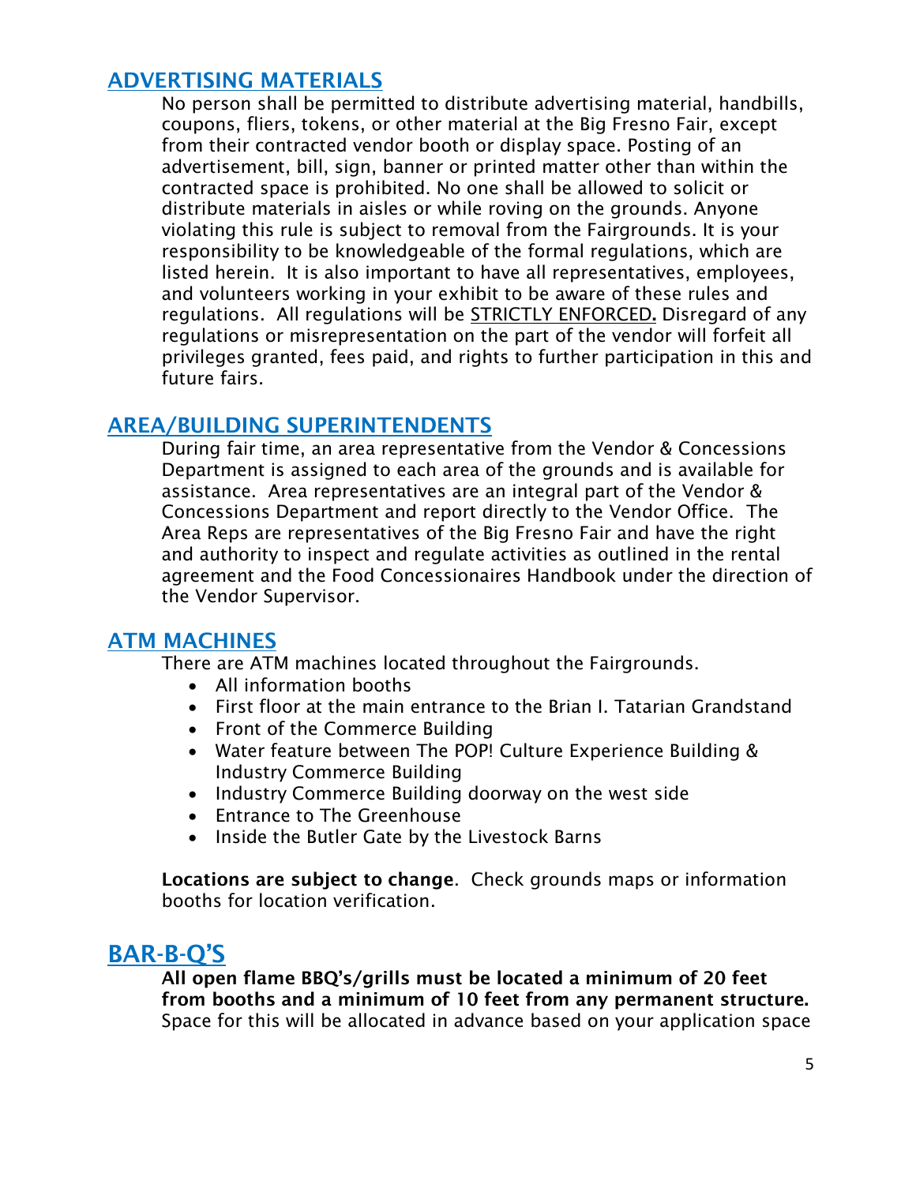## ADVERTISING MATERIALS

No person shall be permitted to distribute advertising material, handbills, coupons, fliers, tokens, or other material at the Big Fresno Fair, except from their contracted vendor booth or display space. Posting of an advertisement, bill, sign, banner or printed matter other than within the contracted space is prohibited. No one shall be allowed to solicit or distribute materials in aisles or while roving on the grounds. Anyone violating this rule is subject to removal from the Fairgrounds. It is your responsibility to be knowledgeable of the formal regulations, which are listed herein. It is also important to have all representatives, employees, and volunteers working in your exhibit to be aware of these rules and regulations. All regulations will be STRICTLY ENFORCED**.** Disregard of any regulations or misrepresentation on the part of the vendor will forfeit all privileges granted, fees paid, and rights to further participation in this and future fairs.

## AREA/BUILDING SUPERINTENDENTS

During fair time, an area representative from the Vendor & Concessions Department is assigned to each area of the grounds and is available for assistance. Area representatives are an integral part of the Vendor & Concessions Department and report directly to the Vendor Office. The Area Reps are representatives of the Big Fresno Fair and have the right and authority to inspect and regulate activities as outlined in the rental agreement and the Food Concessionaires Handbook under the direction of the Vendor Supervisor.

## ATM MACHINES

There are ATM machines located throughout the Fairgrounds.

- All information booths
- First floor at the main entrance to the Brian I. Tatarian Grandstand
- Front of the Commerce Building
- Water feature between The POP! Culture Experience Building & Industry Commerce Building
- Industry Commerce Building doorway on the west side
- Entrance to The Greenhouse
- Inside the Butler Gate by the Livestock Barns

**Locations are subject to change**. Check grounds maps or information booths for location verification.

## BAR-B-Q'S

**All open flame BBQ's/grills must be located a minimum of 20 feet from booths and a minimum of 10 feet from any permanent structure.** Space for this will be allocated in advance based on your application space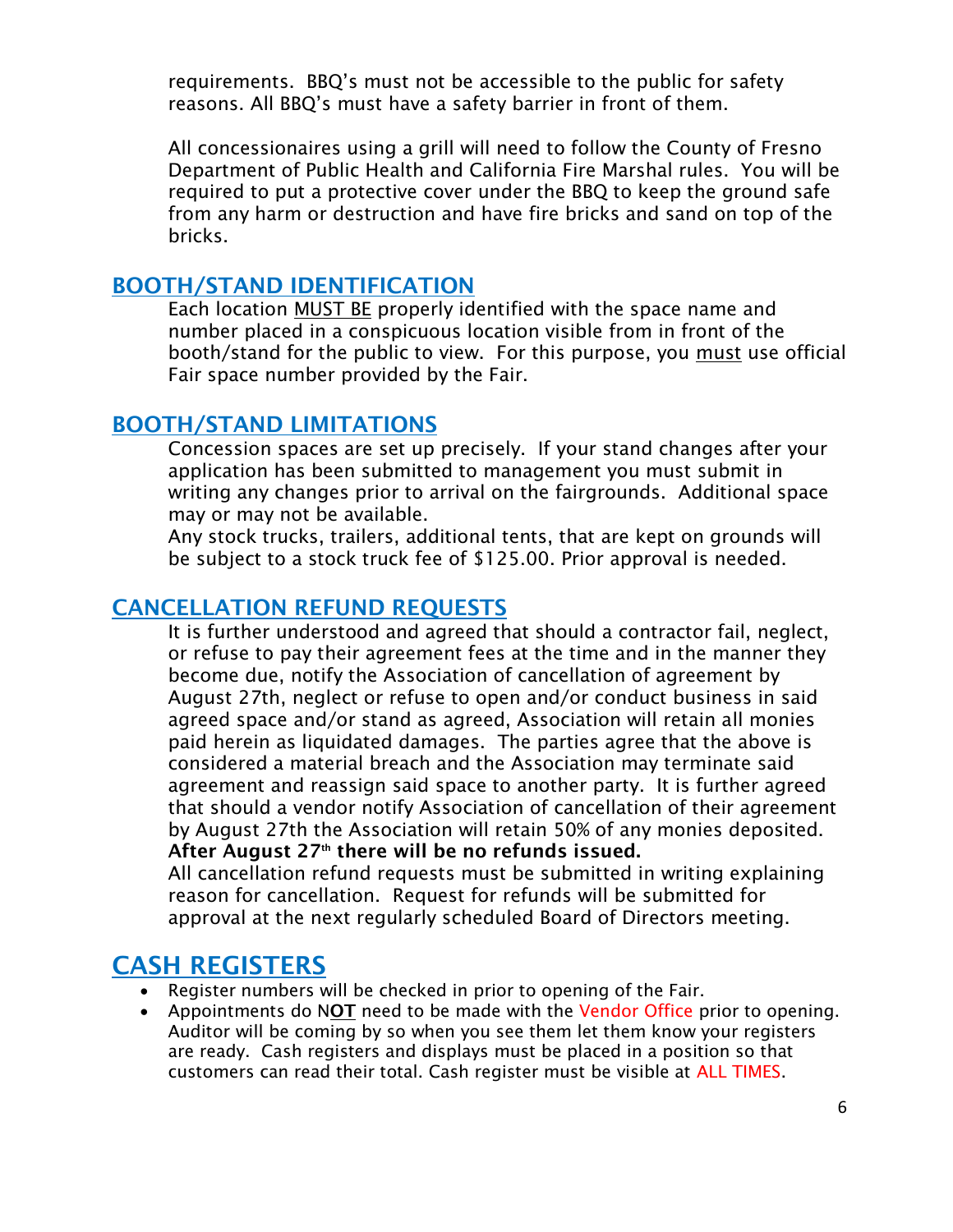requirements. BBQ's must not be accessible to the public for safety reasons. All BBQ's must have a safety barrier in front of them.

All concessionaires using a grill will need to follow the County of Fresno Department of Public Health and California Fire Marshal rules. You will be required to put a protective cover under the BBQ to keep the ground safe from any harm or destruction and have fire bricks and sand on top of the bricks.

## BOOTH/STAND IDENTIFICATION

Each location MUST BE properly identified with the space name and number placed in a conspicuous location visible from in front of the booth/stand for the public to view. For this purpose, you must use official Fair space number provided by the Fair.

## BOOTH/STAND LIMITATIONS

Concession spaces are set up precisely. If your stand changes after your application has been submitted to management you must submit in writing any changes prior to arrival on the fairgrounds. Additional space may or may not be available.

Any stock trucks, trailers, additional tents, that are kept on grounds will be subject to a stock truck fee of $125.00. Prior approval is needed.

## CANCELLATION REFUND REQUESTS

It is further understood and agreed that should a contractor fail, neglect, or refuse to pay their agreement fees at the time and in the manner they become due, notify the Association of cancellation of agreement by August 27th, neglect or refuse to open and/or conduct business in said agreed space and/or stand as agreed, Association will retain all monies paid herein as liquidated damages. The parties agree that the above is considered a material breach and the Association may terminate said agreement and reassign said space to another party. It is further agreed that should a vendor notify Association of cancellation of their agreement by August 27th the Association will retain 50% of any monies deposited. **After August 27th there will be no refunds issued.**

All cancellation refund requests must be submitted in writing explaining reason for cancellation. Request for refunds will be submitted for approval at the next regularly scheduled Board of Directors meeting.

## CASH REGISTERS

- Register numbers will be checked in prior to opening of the Fair.
- Appointments do N**OT** need to be made with the Vendor Office prior to opening. Auditor will be coming by so when you see them let them know your registers are ready. Cash registers and displays must be placed in a position so that customers can read their total. Cash register must be visible at ALL TIMES.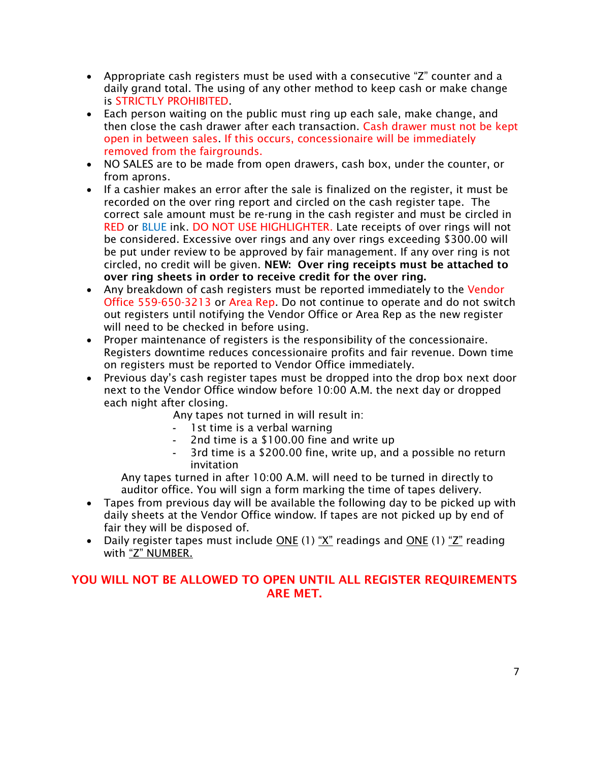- Appropriate cash registers must be used with a consecutive "Z" counter and a daily grand total. The using of any other method to keep cash or make change is STRICTLY PROHIBITED.
- Each person waiting on the public must ring up each sale, make change, and then close the cash drawer after each transaction. Cash drawer must not be kept open in between sales. If this occurs, concessionaire will be immediately removed from the fairgrounds.
- NO SALES are to be made from open drawers, cash box, under the counter, or from aprons.
- If a cashier makes an error after the sale is finalized on the register, it must be recorded on the over ring report and circled on the cash register tape. The correct sale amount must be re-rung in the cash register and must be circled in RED or BLUE ink. DO NOT USE HIGHLIGHTER. Late receipts of over rings will not be considered. Excessive over rings and any over rings exceeding $300.00 will be put under review to be approved by fair management. If any over ring is not circled, no credit will be given. **NEW: Over ring receipts must be attached to over ring sheets in order to receive credit for the over ring.**
- Any breakdown of cash registers must be reported immediately to the Vendor Office 559-650-3213 or Area Rep. Do not continue to operate and do not switch out registers until notifying the Vendor Office or Area Rep as the new register will need to be checked in before using.
- Proper maintenance of registers is the responsibility of the concessionaire. Registers downtime reduces concessionaire profits and fair revenue. Down time on registers must be reported to Vendor Office immediately.
- Previous day's cash register tapes must be dropped into the drop box next door next to the Vendor Office window before 10:00 A.M. the next day or dropped each night after closing.

  Any tapes not turned in will result in:
  - 1st time is a verbal warning
  - 2nd time is a $100.00 fine and write up
  - 3rd time is a $200.00 fine, write up, and a possible no return invitation

  Any tapes turned in after 10:00 A.M. will need to be turned in directly to auditor office. You will sign a form marking the time of tapes delivery.
- Tapes from previous day will be available the following day to be picked up with daily sheets at the Vendor Office window. If tapes are not picked up by end of fair they will be disposed of.
- Daily register tapes must include ONE (1) "X" readings and ONE (1) "Z" reading with "Z" NUMBER.

**YOU WILL NOT BE ALLOWED TO OPEN UNTIL ALL REGISTER REQUIREMENTS ARE MET.**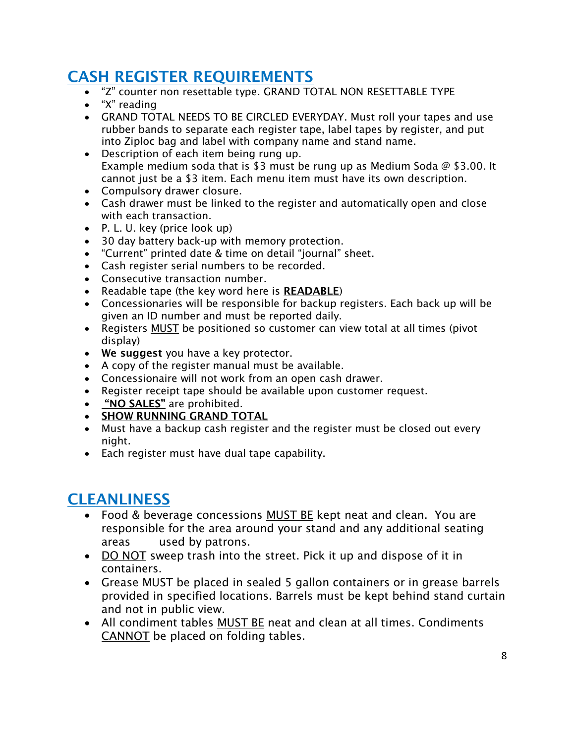## CASH REGISTER REQUIREMENTS

- "Z" counter non resettable type. GRAND TOTAL NON RESETTABLE TYPE
- "X" reading
- GRAND TOTAL NEEDS TO BE CIRCLED EVERYDAY. Must roll your tapes and use rubber bands to separate each register tape, label tapes by register, and put into Ziploc bag and label with company name and stand name.
- Description of each item being rung up.
  Example medium soda that is $3 must be rung up as Medium Soda @ $3.00. It cannot just be a $3 item. Each menu item must have its own description.
- Compulsory drawer closure.
- Cash drawer must be linked to the register and automatically open and close with each transaction.
- P. L. U. key (price look up)
- 30 day battery back-up with memory protection.
- "Current" printed date & time on detail "journal" sheet.
- Cash register serial numbers to be recorded.
- Consecutive transaction number.
- Readable tape (the key word here is **READABLE**)
- Concessionaries will be responsible for backup registers. Each back up will be given an ID number and must be reported daily.
- Registers MUST be positioned so customer can view total at all times (pivot display)
- **We suggest** you have a key protector.
- A copy of the register manual must be available.
- Concessionaire will not work from an open cash drawer.
- Register receipt tape should be available upon customer request.
- **"NO SALES"** are prohibited.
- **SHOW RUNNING GRAND TOTAL**
- Must have a backup cash register and the register must be closed out every night.
- Each register must have dual tape capability.

## CLEANLINESS

- Food & beverage concessions MUST BE kept neat and clean. You are responsible for the area around your stand and any additional seating areas used by patrons.
- DO NOT sweep trash into the street. Pick it up and dispose of it in containers.
- Grease MUST be placed in sealed 5 gallon containers or in grease barrels provided in specified locations. Barrels must be kept behind stand curtain and not in public view.
- All condiment tables MUST BE neat and clean at all times. Condiments CANNOT be placed on folding tables.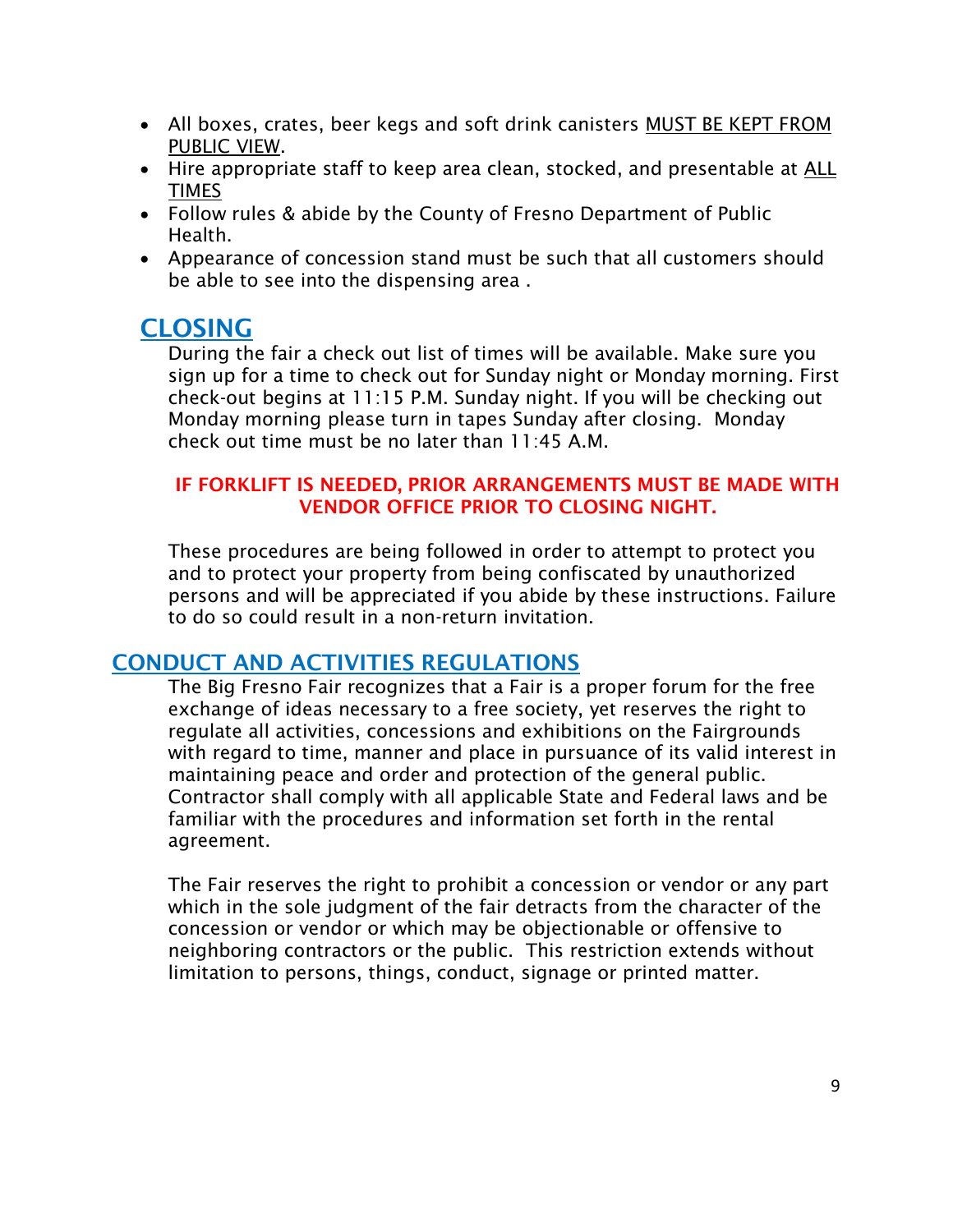- All boxes, crates, beer kegs and soft drink canisters MUST BE KEPT FROM PUBLIC VIEW.
- Hire appropriate staff to keep area clean, stocked, and presentable at ALL TIMES
- Follow rules & abide by the County of Fresno Department of Public Health.
- Appearance of concession stand must be such that all customers should be able to see into the dispensing area .

## CLOSING

During the fair a check out list of times will be available. Make sure you sign up for a time to check out for Sunday night or Monday morning. First check-out begins at 11:15 P.M. Sunday night. If you will be checking out Monday morning please turn in tapes Sunday after closing. Monday check out time must be no later than 11:45 A.M.

**IF FORKLIFT IS NEEDED, PRIOR ARRANGEMENTS MUST BE MADE WITH VENDOR OFFICE PRIOR TO CLOSING NIGHT.**

These procedures are being followed in order to attempt to protect you and to protect your property from being confiscated by unauthorized persons and will be appreciated if you abide by these instructions. Failure to do so could result in a non-return invitation.

## CONDUCT AND ACTIVITIES REGULATIONS

The Big Fresno Fair recognizes that a Fair is a proper forum for the free exchange of ideas necessary to a free society, yet reserves the right to regulate all activities, concessions and exhibitions on the Fairgrounds with regard to time, manner and place in pursuance of its valid interest in maintaining peace and order and protection of the general public. Contractor shall comply with all applicable State and Federal laws and be familiar with the procedures and information set forth in the rental agreement.

The Fair reserves the right to prohibit a concession or vendor or any part which in the sole judgment of the fair detracts from the character of the concession or vendor or which may be objectionable or offensive to neighboring contractors or the public. This restriction extends without limitation to persons, things, conduct, signage or printed matter.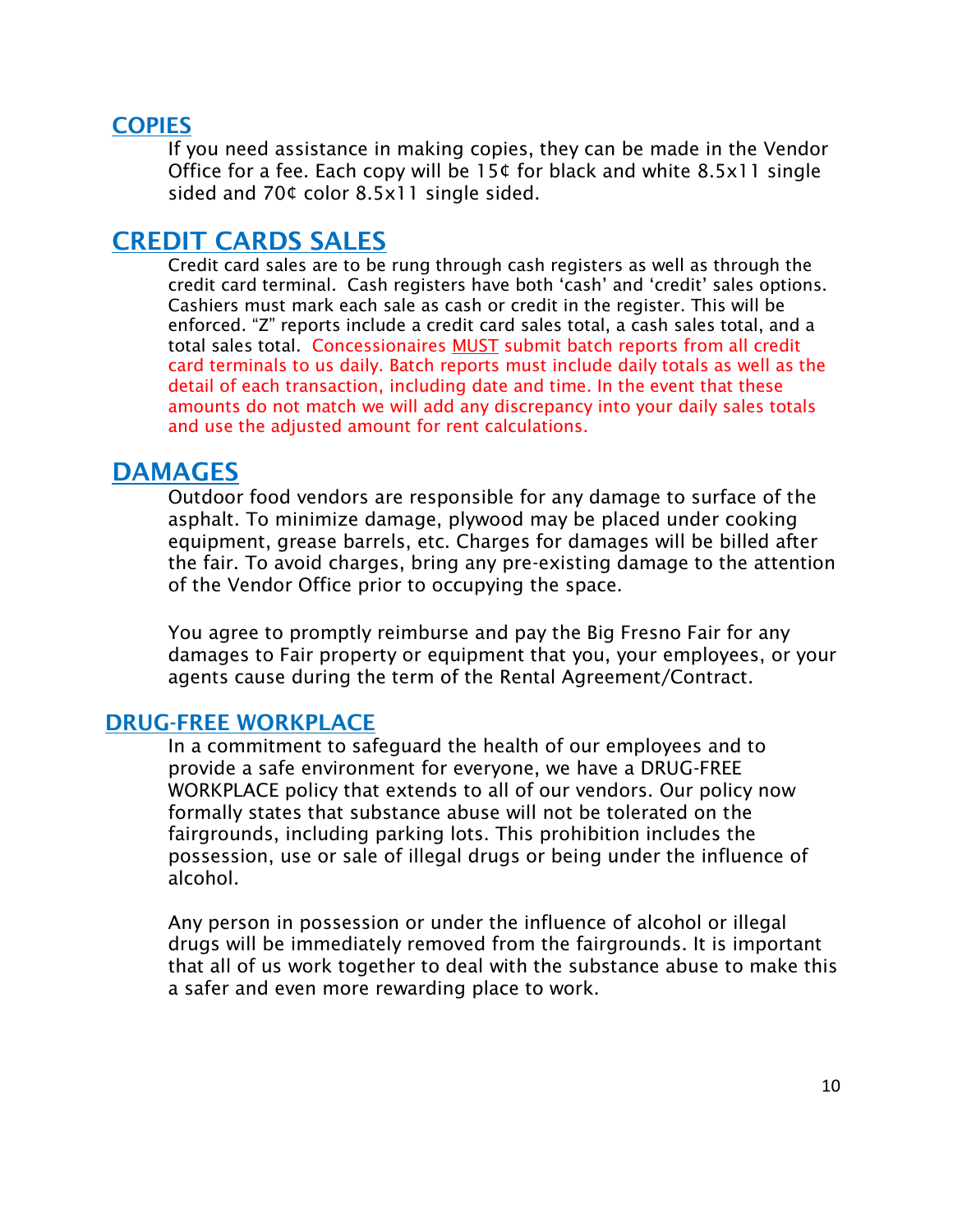## COPIES

If you need assistance in making copies, they can be made in the Vendor Office for a fee. Each copy will be 15¢ for black and white 8.5x11 single sided and 70¢ color 8.5x11 single sided.

## CREDIT CARDS SALES

Credit card sales are to be rung through cash registers as well as through the credit card terminal. Cash registers have both 'cash' and 'credit' sales options. Cashiers must mark each sale as cash or credit in the register. This will be enforced. "Z" reports include a credit card sales total, a cash sales total, and a total sales total. Concessionaires MUST submit batch reports from all credit card terminals to us daily. Batch reports must include daily totals as well as the detail of each transaction, including date and time. In the event that these amounts do not match we will add any discrepancy into your daily sales totals and use the adjusted amount for rent calculations.

## DAMAGES

Outdoor food vendors are responsible for any damage to surface of the asphalt. To minimize damage, plywood may be placed under cooking equipment, grease barrels, etc. Charges for damages will be billed after the fair. To avoid charges, bring any pre-existing damage to the attention of the Vendor Office prior to occupying the space.

You agree to promptly reimburse and pay the Big Fresno Fair for any damages to Fair property or equipment that you, your employees, or your agents cause during the term of the Rental Agreement/Contract.

## DRUG-FREE WORKPLACE

In a commitment to safeguard the health of our employees and to provide a safe environment for everyone, we have a DRUG-FREE WORKPLACE policy that extends to all of our vendors. Our policy now formally states that substance abuse will not be tolerated on the fairgrounds, including parking lots. This prohibition includes the possession, use or sale of illegal drugs or being under the influence of alcohol.

Any person in possession or under the influence of alcohol or illegal drugs will be immediately removed from the fairgrounds. It is important that all of us work together to deal with the substance abuse to make this a safer and even more rewarding place to work.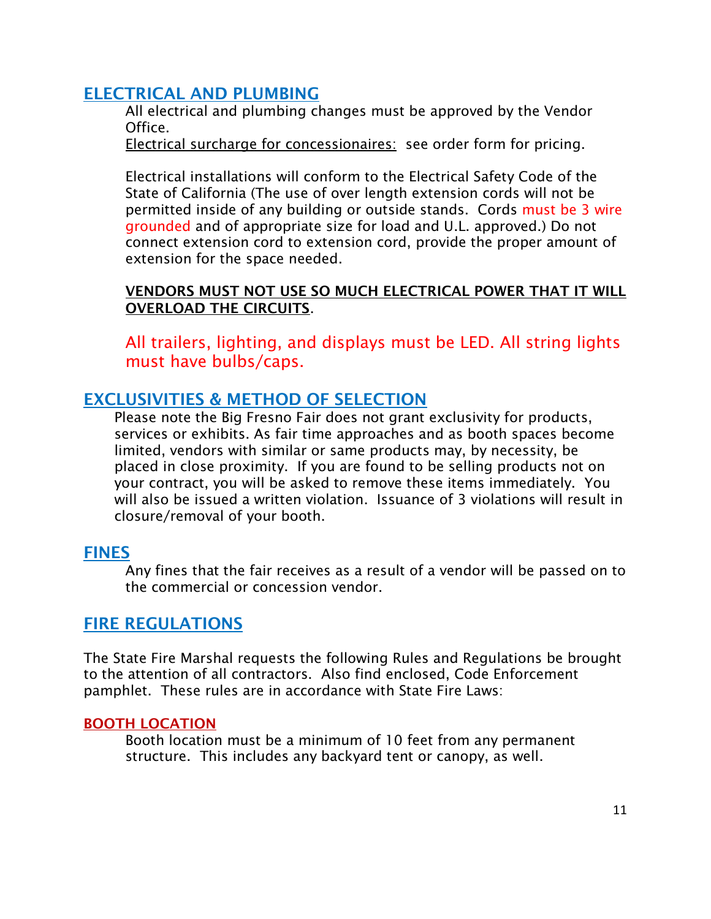## ELECTRICAL AND PLUMBING

All electrical and plumbing changes must be approved by the Vendor Office.

Electrical surcharge for concessionaires: see order form for pricing.

Electrical installations will conform to the Electrical Safety Code of the State of California (The use of over length extension cords will not be permitted inside of any building or outside stands. Cords must be 3 wire grounded and of appropriate size for load and U.L. approved.) Do not connect extension cord to extension cord, provide the proper amount of extension for the space needed.

**VENDORS MUST NOT USE SO MUCH ELECTRICAL POWER THAT IT WILL OVERLOAD THE CIRCUITS.**

All trailers, lighting, and displays must be LED. All string lights must have bulbs/caps.

## EXCLUSIVITIES & METHOD OF SELECTION

Please note the Big Fresno Fair does not grant exclusivity for products, services or exhibits. As fair time approaches and as booth spaces become limited, vendors with similar or same products may, by necessity, be placed in close proximity. If you are found to be selling products not on your contract, you will be asked to remove these items immediately. You will also be issued a written violation. Issuance of 3 violations will result in closure/removal of your booth.

## FINES

Any fines that the fair receives as a result of a vendor will be passed on to the commercial or concession vendor.

## FIRE REGULATIONS

The State Fire Marshal requests the following Rules and Regulations be brought to the attention of all contractors. Also find enclosed, Code Enforcement pamphlet. These rules are in accordance with State Fire Laws:

### BOOTH LOCATION

Booth location must be a minimum of 10 feet from any permanent structure. This includes any backyard tent or canopy, as well.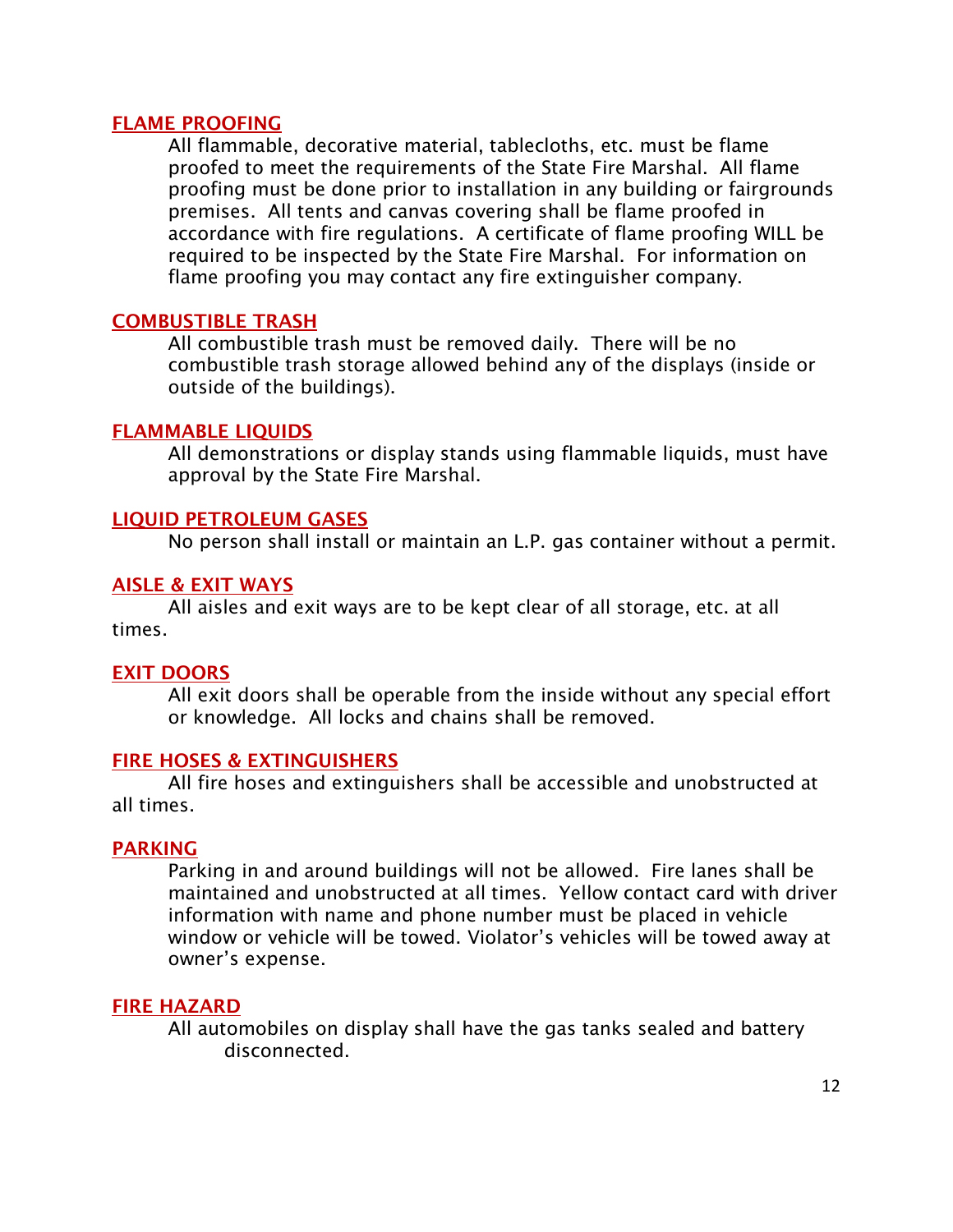## FLAME PROOFING

All flammable, decorative material, tablecloths, etc. must be flame proofed to meet the requirements of the State Fire Marshal. All flame proofing must be done prior to installation in any building or fairgrounds premises. All tents and canvas covering shall be flame proofed in accordance with fire regulations. A certificate of flame proofing WILL be required to be inspected by the State Fire Marshal. For information on flame proofing you may contact any fire extinguisher company.

## COMBUSTIBLE TRASH

All combustible trash must be removed daily. There will be no combustible trash storage allowed behind any of the displays (inside or outside of the buildings).

## FLAMMABLE LIQUIDS

All demonstrations or display stands using flammable liquids, must have approval by the State Fire Marshal.

## LIQUID PETROLEUM GASES

No person shall install or maintain an L.P. gas container without a permit.

## AISLE & EXIT WAYS

All aisles and exit ways are to be kept clear of all storage, etc. at all times.

## EXIT DOORS

All exit doors shall be operable from the inside without any special effort or knowledge. All locks and chains shall be removed.

## FIRE HOSES & EXTINGUISHERS

All fire hoses and extinguishers shall be accessible and unobstructed at all times.

## PARKING

Parking in and around buildings will not be allowed. Fire lanes shall be maintained and unobstructed at all times. Yellow contact card with driver information with name and phone number must be placed in vehicle window or vehicle will be towed. Violator's vehicles will be towed away at owner's expense.

## FIRE HAZARD

All automobiles on display shall have the gas tanks sealed and battery disconnected.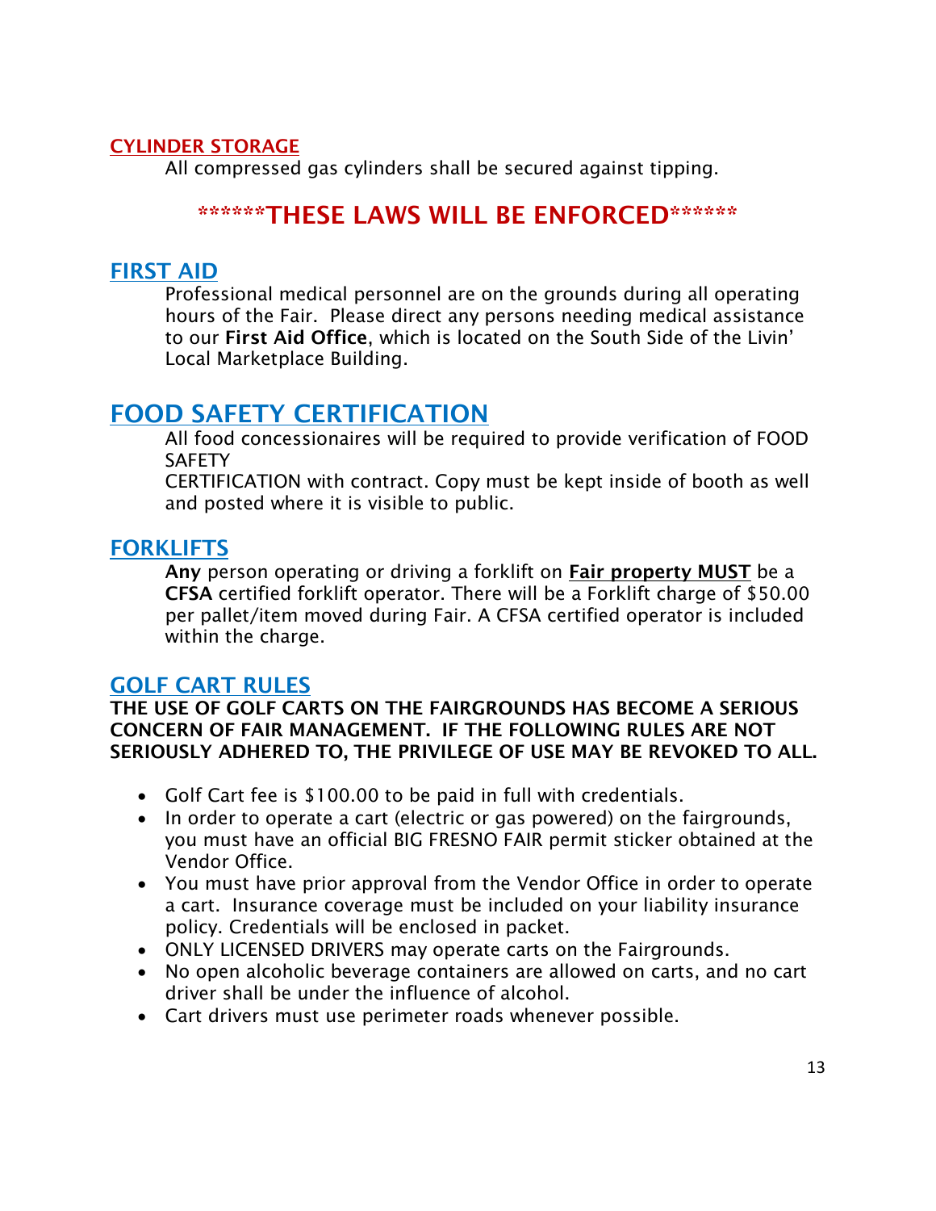## CYLINDER STORAGE

All compressed gas cylinders shall be secured against tipping.

**\*\*\*\*\*\*THESE LAWS WILL BE ENFORCED\*\*\*\*\*\***

## FIRST AID

Professional medical personnel are on the grounds during all operating hours of the Fair. Please direct any persons needing medical assistance to our **First Aid Office**, which is located on the South Side of the Livin' Local Marketplace Building.

# FOOD SAFETY CERTIFICATION

All food concessionaires will be required to provide verification of FOOD SAFETY
CERTIFICATION with contract. Copy must be kept inside of booth as well and posted where it is visible to public.

## FORKLIFTS

**Any** person operating or driving a forklift on **Fair property MUST** be a **CFSA** certified forklift operator. There will be a Forklift charge of $50.00 per pallet/item moved during Fair. A CFSA certified operator is included within the charge.

## GOLF CART RULES

**THE USE OF GOLF CARTS ON THE FAIRGROUNDS HAS BECOME A SERIOUS CONCERN OF FAIR MANAGEMENT. IF THE FOLLOWING RULES ARE NOT SERIOUSLY ADHERED TO, THE PRIVILEGE OF USE MAY BE REVOKED TO ALL.**

- Golf Cart fee is $100.00 to be paid in full with credentials.
- In order to operate a cart (electric or gas powered) on the fairgrounds, you must have an official BIG FRESNO FAIR permit sticker obtained at the Vendor Office.
- You must have prior approval from the Vendor Office in order to operate a cart. Insurance coverage must be included on your liability insurance policy. Credentials will be enclosed in packet.
- ONLY LICENSED DRIVERS may operate carts on the Fairgrounds.
- No open alcoholic beverage containers are allowed on carts, and no cart driver shall be under the influence of alcohol.
- Cart drivers must use perimeter roads whenever possible.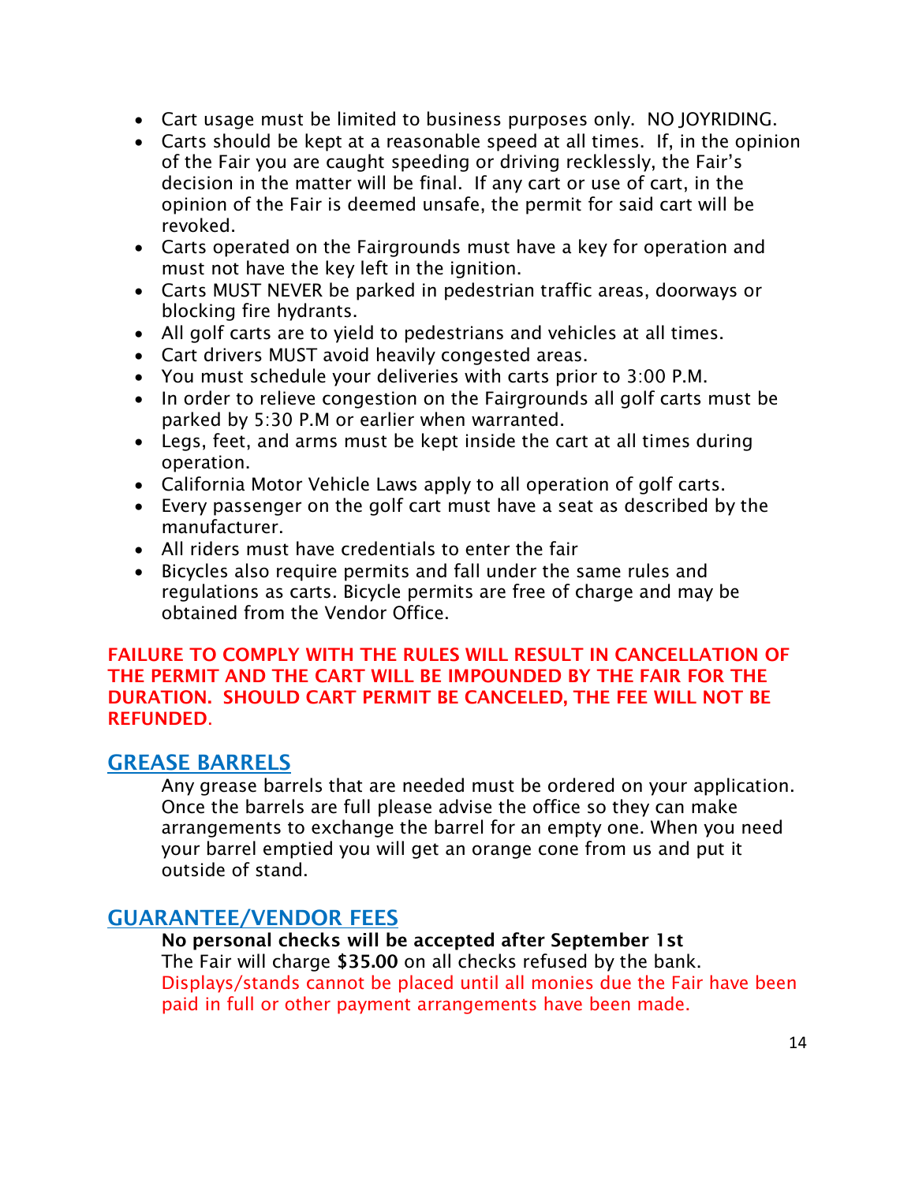- Cart usage must be limited to business purposes only. NO JOYRIDING.
- Carts should be kept at a reasonable speed at all times. If, in the opinion of the Fair you are caught speeding or driving recklessly, the Fair's decision in the matter will be final. If any cart or use of cart, in the opinion of the Fair is deemed unsafe, the permit for said cart will be revoked.
- Carts operated on the Fairgrounds must have a key for operation and must not have the key left in the ignition.
- Carts MUST NEVER be parked in pedestrian traffic areas, doorways or blocking fire hydrants.
- All golf carts are to yield to pedestrians and vehicles at all times.
- Cart drivers MUST avoid heavily congested areas.
- You must schedule your deliveries with carts prior to 3:00 P.M.
- In order to relieve congestion on the Fairgrounds all golf carts must be parked by 5:30 P.M or earlier when warranted.
- Legs, feet, and arms must be kept inside the cart at all times during operation.
- California Motor Vehicle Laws apply to all operation of golf carts.
- Every passenger on the golf cart must have a seat as described by the manufacturer.
- All riders must have credentials to enter the fair
- Bicycles also require permits and fall under the same rules and regulations as carts. Bicycle permits are free of charge and may be obtained from the Vendor Office.

**FAILURE TO COMPLY WITH THE RULES WILL RESULT IN CANCELLATION OF THE PERMIT AND THE CART WILL BE IMPOUNDED BY THE FAIR FOR THE DURATION. SHOULD CART PERMIT BE CANCELED, THE FEE WILL NOT BE REFUNDED.**

## GREASE BARRELS

Any grease barrels that are needed must be ordered on your application. Once the barrels are full please advise the office so they can make arrangements to exchange the barrel for an empty one. When you need your barrel emptied you will get an orange cone from us and put it outside of stand.

## GUARANTEE/VENDOR FEES

**No personal checks will be accepted after September 1st**
The Fair will charge **$35.00** on all checks refused by the bank.
Displays/stands cannot be placed until all monies due the Fair have been paid in full or other payment arrangements have been made.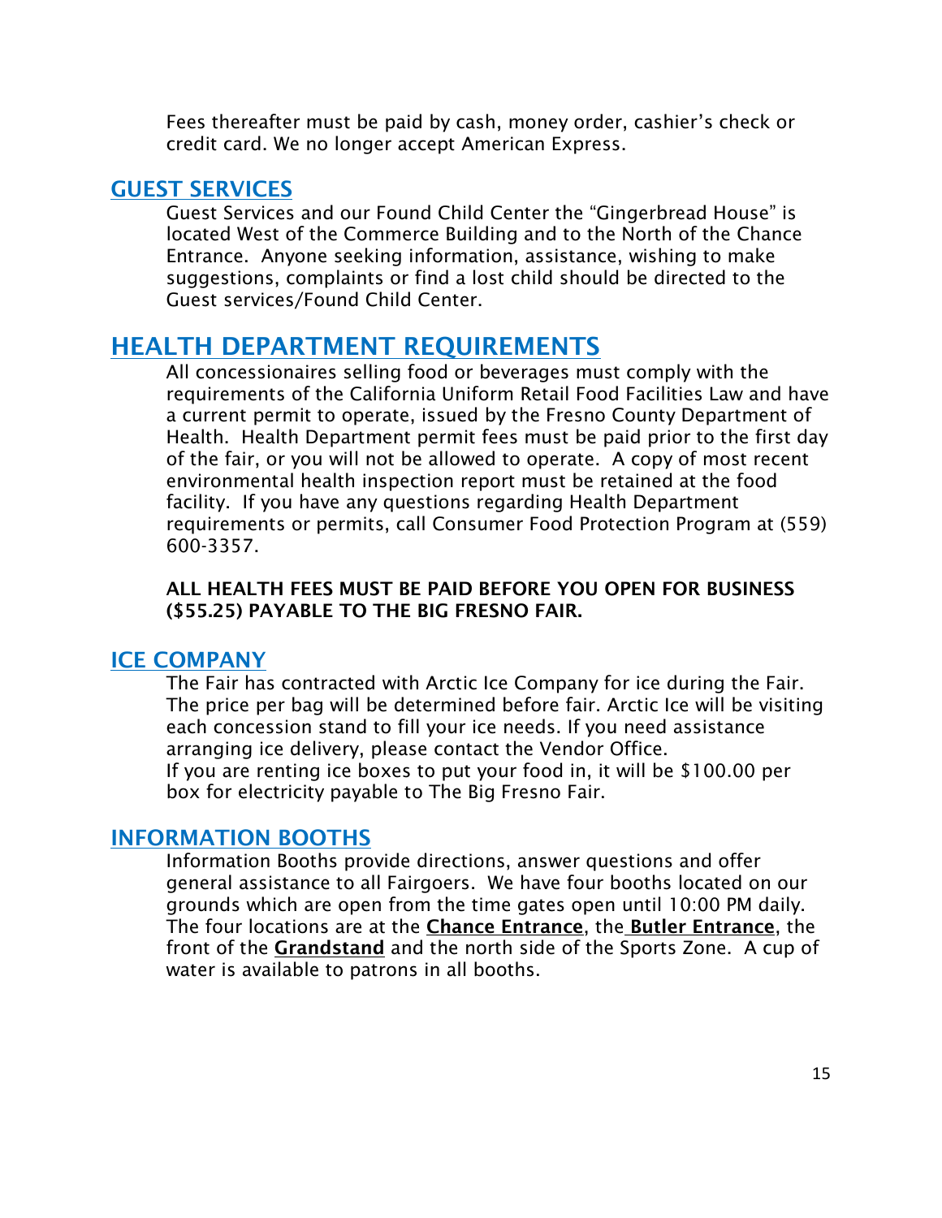Fees thereafter must be paid by cash, money order, cashier's check or credit card. We no longer accept American Express.

## GUEST SERVICES

Guest Services and our Found Child Center the "Gingerbread House" is located West of the Commerce Building and to the North of the Chance Entrance. Anyone seeking information, assistance, wishing to make suggestions, complaints or find a lost child should be directed to the Guest services/Found Child Center.

# HEALTH DEPARTMENT REQUIREMENTS

All concessionaires selling food or beverages must comply with the requirements of the California Uniform Retail Food Facilities Law and have a current permit to operate, issued by the Fresno County Department of Health. Health Department permit fees must be paid prior to the first day of the fair, or you will not be allowed to operate. A copy of most recent environmental health inspection report must be retained at the food facility. If you have any questions regarding Health Department requirements or permits, call Consumer Food Protection Program at (559) 600-3357.

**ALL HEALTH FEES MUST BE PAID BEFORE YOU OPEN FOR BUSINESS ($55.25) PAYABLE TO THE BIG FRESNO FAIR.**

## ICE COMPANY

The Fair has contracted with Arctic Ice Company for ice during the Fair. The price per bag will be determined before fair. Arctic Ice will be visiting each concession stand to fill your ice needs. If you need assistance arranging ice delivery, please contact the Vendor Office.
If you are renting ice boxes to put your food in, it will be $100.00 per box for electricity payable to The Big Fresno Fair.

## INFORMATION BOOTHS

Information Booths provide directions, answer questions and offer general assistance to all Fairgoers. We have four booths located on our grounds which are open from the time gates open until 10:00 PM daily. The four locations are at the **Chance Entrance**, the **Butler Entrance**, the front of the **Grandstand** and the north side of the Sports Zone. A cup of water is available to patrons in all booths.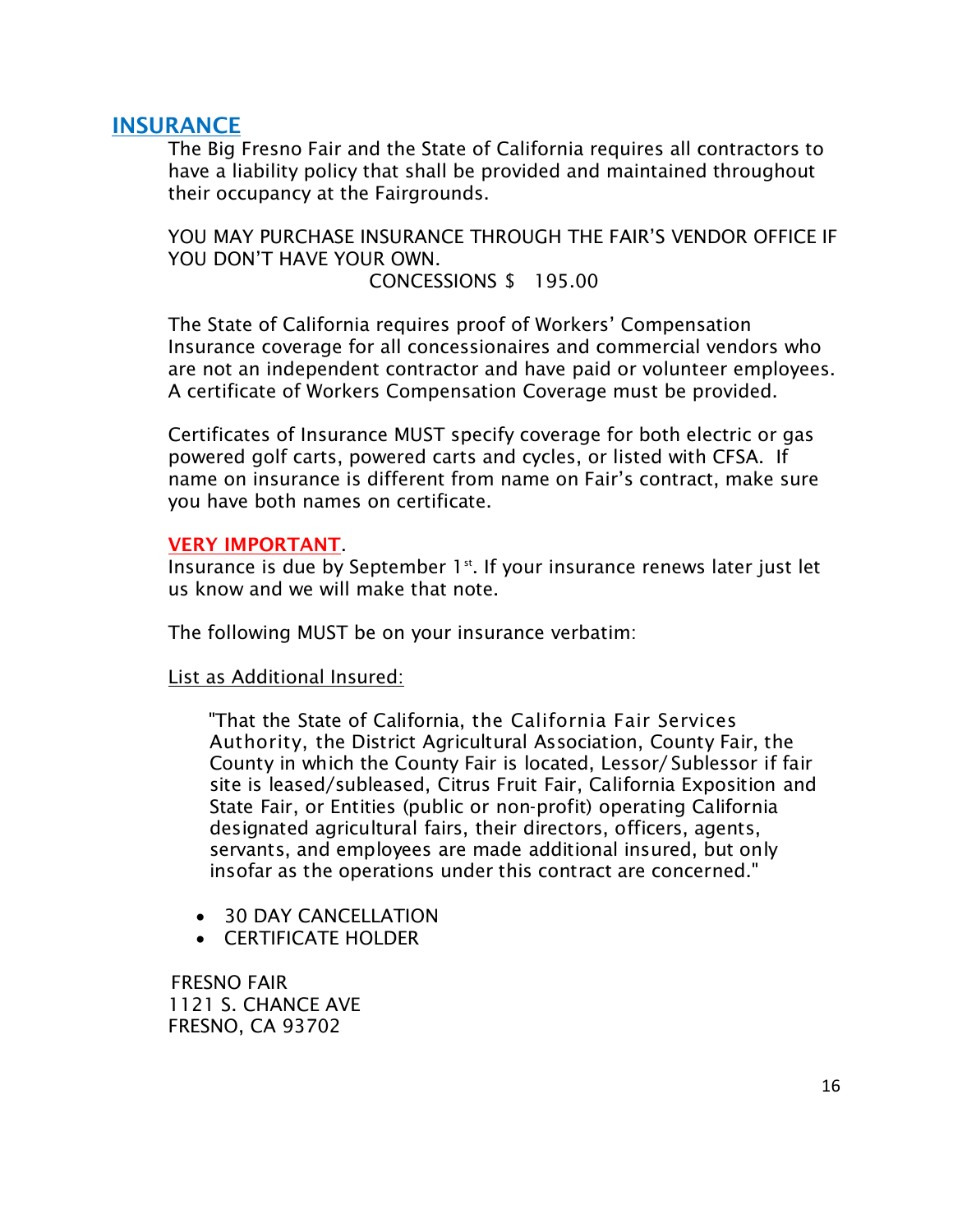## INSURANCE

The Big Fresno Fair and the State of California requires all contractors to have a liability policy that shall be provided and maintained throughout their occupancy at the Fairgrounds.

YOU MAY PURCHASE INSURANCE THROUGH THE FAIR'S VENDOR OFFICE IF YOU DON'T HAVE YOUR OWN.

CONCESSIONS $ 195.00

The State of California requires proof of Workers' Compensation Insurance coverage for all concessionaires and commercial vendors who are not an independent contractor and have paid or volunteer employees. A certificate of Workers Compensation Coverage must be provided.

Certificates of Insurance MUST specify coverage for both electric or gas powered golf carts, powered carts and cycles, or listed with CFSA. If name on insurance is different from name on Fair's contract, make sure you have both names on certificate.

**VERY IMPORTANT**.

Insurance is due by September 1st. If your insurance renews later just let us know and we will make that note.

The following MUST be on your insurance verbatim:

List as Additional Insured:

> "That the State of California, the California Fair Services Authority, the District Agricultural Association, County Fair, the County in which the County Fair is located, Lessor/ Sublessor if fair site is leased/subleased, Citrus Fruit Fair, California Exposition and State Fair, or Entities (public or non-profit) operating California designated agricultural fairs, their directors, officers, agents, servants, and employees are made additional insured, but only insofar as the operations under this contract are concerned."

- 30 DAY CANCELLATION
- CERTIFICATE HOLDER

FRESNO FAIR
1121 S. CHANCE AVE
FRESNO, CA 93702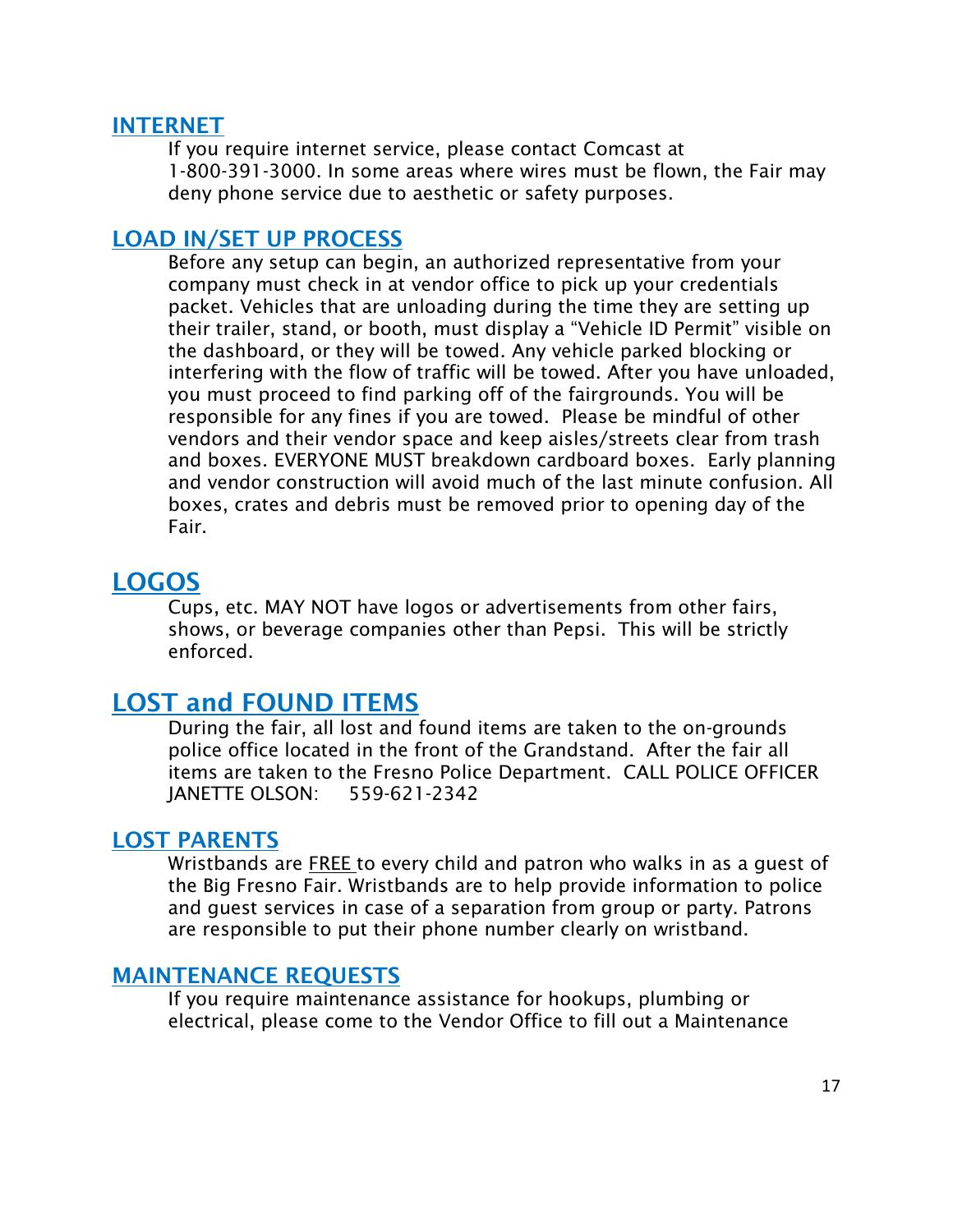## INTERNET

If you require internet service, please contact Comcast at 1-800-391-3000. In some areas where wires must be flown, the Fair may deny phone service due to aesthetic or safety purposes.

## LOAD IN/SET UP PROCESS

Before any setup can begin, an authorized representative from your company must check in at vendor office to pick up your credentials packet. Vehicles that are unloading during the time they are setting up their trailer, stand, or booth, must display a "Vehicle ID Permit" visible on the dashboard, or they will be towed. Any vehicle parked blocking or interfering with the flow of traffic will be towed. After you have unloaded, you must proceed to find parking off of the fairgrounds. You will be responsible for any fines if you are towed. Please be mindful of other vendors and their vendor space and keep aisles/streets clear from trash and boxes. EVERYONE MUST breakdown cardboard boxes. Early planning and vendor construction will avoid much of the last minute confusion. All boxes, crates and debris must be removed prior to opening day of the Fair.

## LOGOS

Cups, etc. MAY NOT have logos or advertisements from other fairs, shows, or beverage companies other than Pepsi. This will be strictly enforced.

## LOST and FOUND ITEMS

During the fair, all lost and found items are taken to the on-grounds police office located in the front of the Grandstand. After the fair all items are taken to the Fresno Police Department. CALL POLICE OFFICER JANETTE OLSON: 559-621-2342

## LOST PARENTS

Wristbands are FREE to every child and patron who walks in as a guest of the Big Fresno Fair. Wristbands are to help provide information to police and guest services in case of a separation from group or party. Patrons are responsible to put their phone number clearly on wristband.

## MAINTENANCE REQUESTS

If you require maintenance assistance for hookups, plumbing or electrical, please come to the Vendor Office to fill out a Maintenance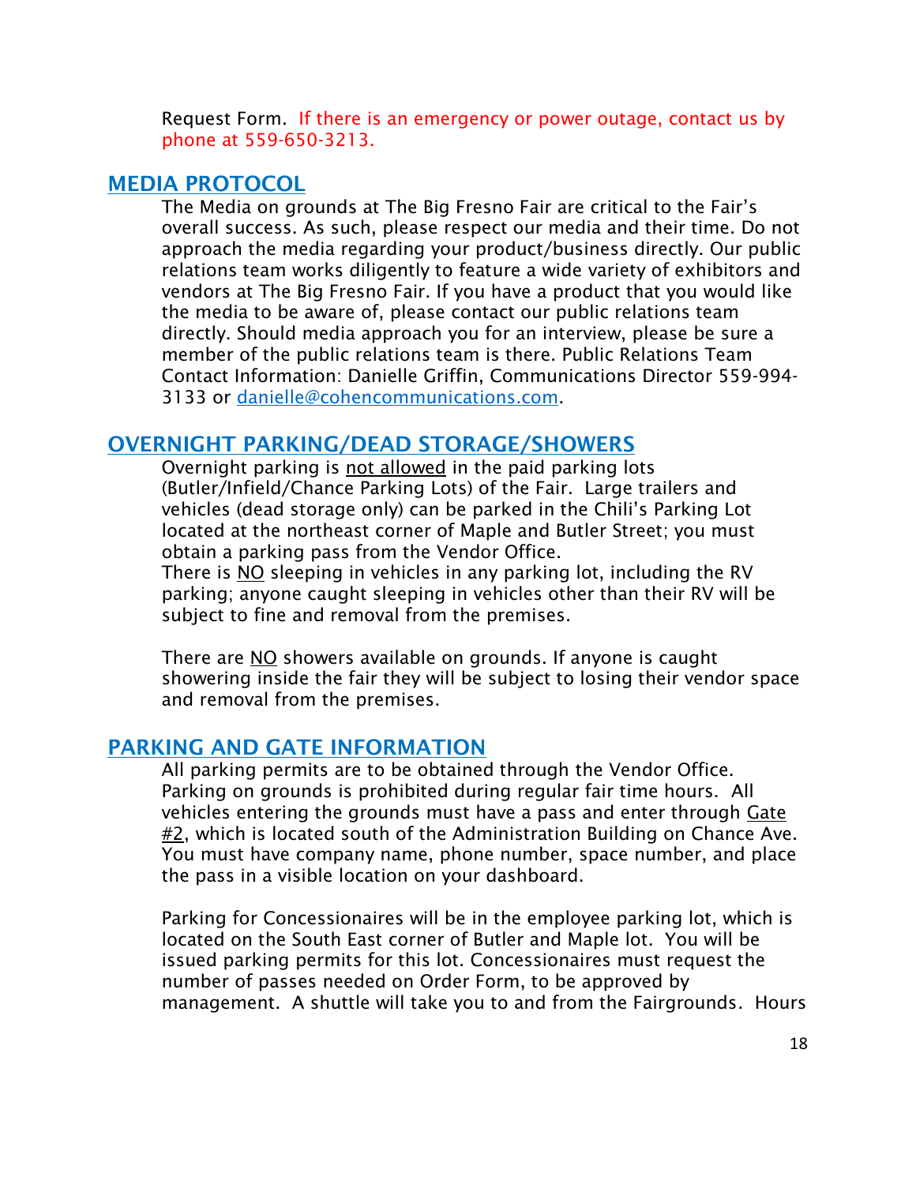Request Form. If there is an emergency or power outage, contact us by phone at 559-650-3213.

## MEDIA PROTOCOL

The Media on grounds at The Big Fresno Fair are critical to the Fair's overall success. As such, please respect our media and their time. Do not approach the media regarding your product/business directly. Our public relations team works diligently to feature a wide variety of exhibitors and vendors at The Big Fresno Fair. If you have a product that you would like the media to be aware of, please contact our public relations team directly. Should media approach you for an interview, please be sure a member of the public relations team is there. Public Relations Team Contact Information: Danielle Griffin, Communications Director 559-994-3133 or danielle@cohencommunications.com.

## OVERNIGHT PARKING/DEAD STORAGE/SHOWERS

Overnight parking is not allowed in the paid parking lots (Butler/Infield/Chance Parking Lots) of the Fair. Large trailers and vehicles (dead storage only) can be parked in the Chili's Parking Lot located at the northeast corner of Maple and Butler Street; you must obtain a parking pass from the Vendor Office.
There is NO sleeping in vehicles in any parking lot, including the RV parking; anyone caught sleeping in vehicles other than their RV will be subject to fine and removal from the premises.

There are NO showers available on grounds. If anyone is caught showering inside the fair they will be subject to losing their vendor space and removal from the premises.

## PARKING AND GATE INFORMATION

All parking permits are to be obtained through the Vendor Office. Parking on grounds is prohibited during regular fair time hours. All vehicles entering the grounds must have a pass and enter through Gate #2, which is located south of the Administration Building on Chance Ave. You must have company name, phone number, space number, and place the pass in a visible location on your dashboard.

Parking for Concessionaires will be in the employee parking lot, which is located on the South East corner of Butler and Maple lot. You will be issued parking permits for this lot. Concessionaires must request the number of passes needed on Order Form, to be approved by management. A shuttle will take you to and from the Fairgrounds. Hours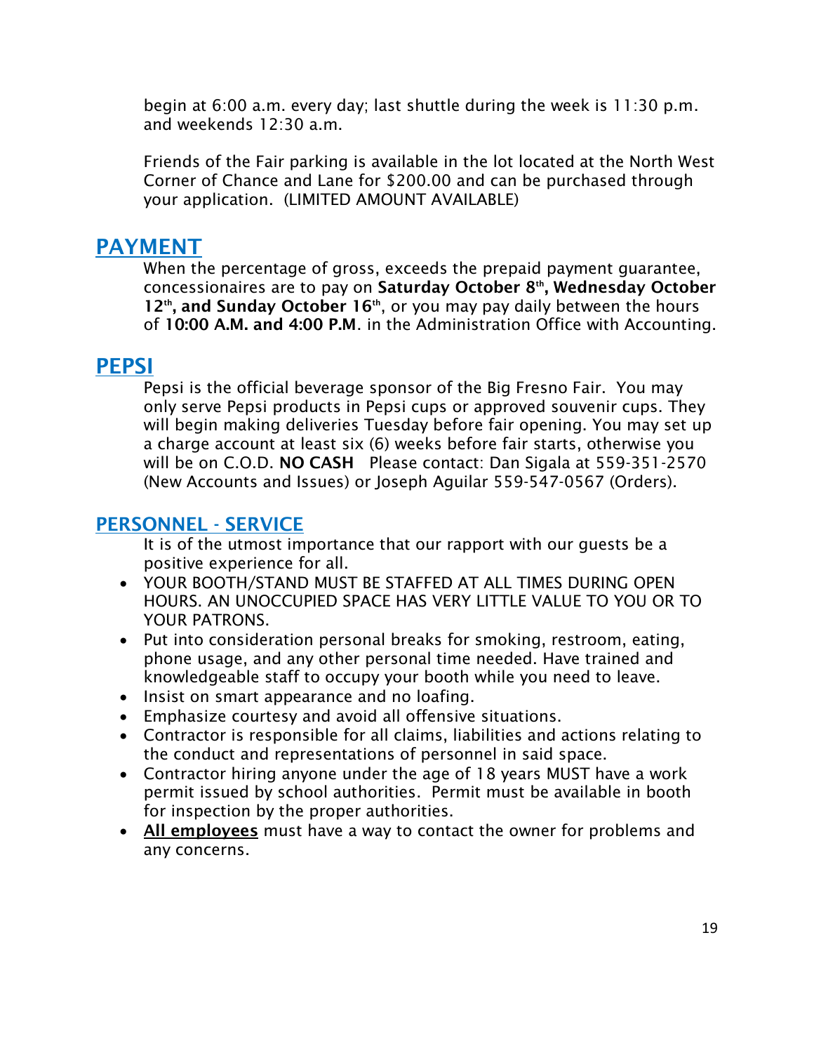begin at 6:00 a.m. every day; last shuttle during the week is 11:30 p.m. and weekends 12:30 a.m.

Friends of the Fair parking is available in the lot located at the North West Corner of Chance and Lane for $200.00 and can be purchased through your application.  (LIMITED AMOUNT AVAILABLE)

## PAYMENT

When the percentage of gross, exceeds the prepaid payment guarantee, concessionaires are to pay on **Saturday October 8th, Wednesday October 12th, and Sunday October 16th**, or you may pay daily between the hours of **10:00 A.M. and 4:00 P.M**. in the Administration Office with Accounting.

## PEPSI

Pepsi is the official beverage sponsor of the Big Fresno Fair.  You may only serve Pepsi products in Pepsi cups or approved souvenir cups. They will begin making deliveries Tuesday before fair opening. You may set up a charge account at least six (6) weeks before fair starts, otherwise you will be on C.O.D. **NO CASH**   Please contact: Dan Sigala at 559-351-2570 (New Accounts and Issues) or Joseph Aguilar 559-547-0567 (Orders).

## PERSONNEL - SERVICE

It is of the utmost importance that our rapport with our guests be a positive experience for all.

- YOUR BOOTH/STAND MUST BE STAFFED AT ALL TIMES DURING OPEN HOURS. AN UNOCCUPIED SPACE HAS VERY LITTLE VALUE TO YOU OR TO YOUR PATRONS.
- Put into consideration personal breaks for smoking, restroom, eating, phone usage, and any other personal time needed. Have trained and knowledgeable staff to occupy your booth while you need to leave.
- Insist on smart appearance and no loafing.
- Emphasize courtesy and avoid all offensive situations.
- Contractor is responsible for all claims, liabilities and actions relating to the conduct and representations of personnel in said space.
- Contractor hiring anyone under the age of 18 years MUST have a work permit issued by school authorities.  Permit must be available in booth for inspection by the proper authorities.
- **All employees** must have a way to contact the owner for problems and any concerns.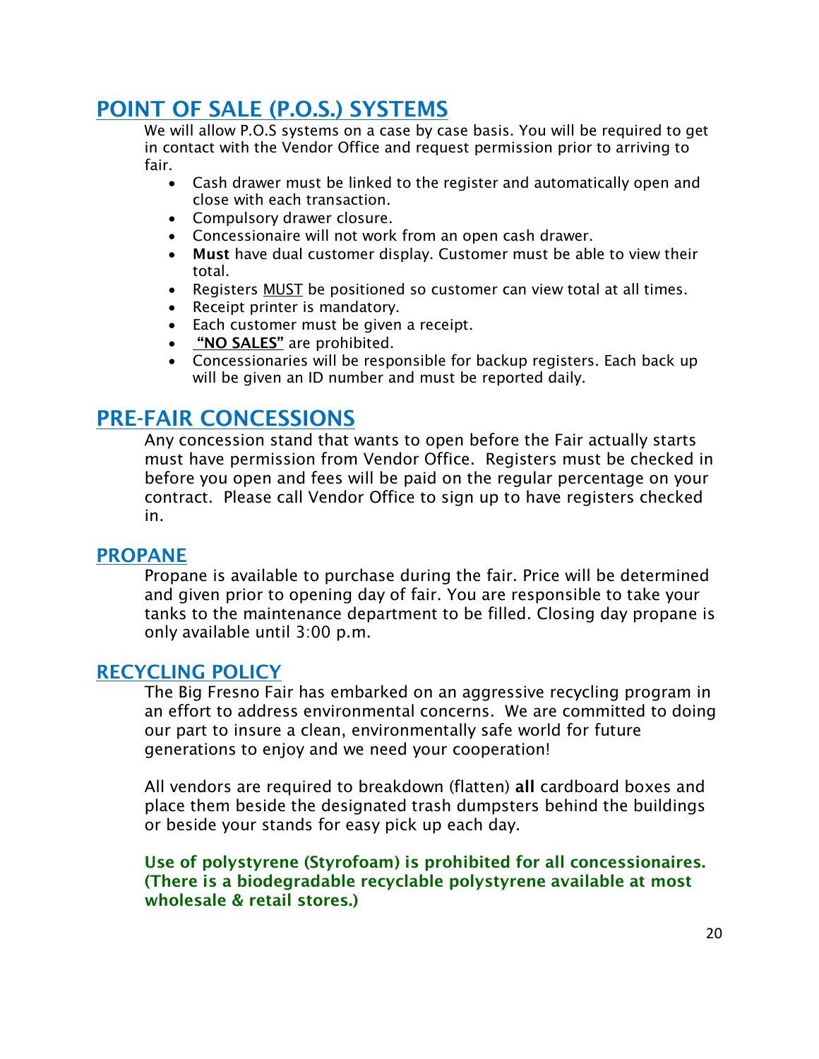## POINT OF SALE (P.O.S.) SYSTEMS

We will allow P.O.S systems on a case by case basis. You will be required to get in contact with the Vendor Office and request permission prior to arriving to fair.

- Cash drawer must be linked to the register and automatically open and close with each transaction.
- Compulsory drawer closure.
- Concessionaire will not work from an open cash drawer.
- **Must** have dual customer display. Customer must be able to view their total.
- Registers MUST be positioned so customer can view total at all times.
- Receipt printer is mandatory.
- Each customer must be given a receipt.
- **"NO SALES"** are prohibited.
- Concessionaries will be responsible for backup registers. Each back up will be given an ID number and must be reported daily.

## PRE-FAIR CONCESSIONS

Any concession stand that wants to open before the Fair actually starts must have permission from Vendor Office. Registers must be checked in before you open and fees will be paid on the regular percentage on your contract. Please call Vendor Office to sign up to have registers checked in.

### PROPANE

Propane is available to purchase during the fair. Price will be determined and given prior to opening day of fair. You are responsible to take your tanks to the maintenance department to be filled. Closing day propane is only available until 3:00 p.m.

### RECYCLING POLICY

The Big Fresno Fair has embarked on an aggressive recycling program in an effort to address environmental concerns. We are committed to doing our part to insure a clean, environmentally safe world for future generations to enjoy and we need your cooperation!

All vendors are required to breakdown (flatten) **all** cardboard boxes and place them beside the designated trash dumpsters behind the buildings or beside your stands for easy pick up each day.

**Use of polystyrene (Styrofoam) is prohibited for all concessionaires. (There is a biodegradable recyclable polystyrene available at most wholesale & retail stores.)**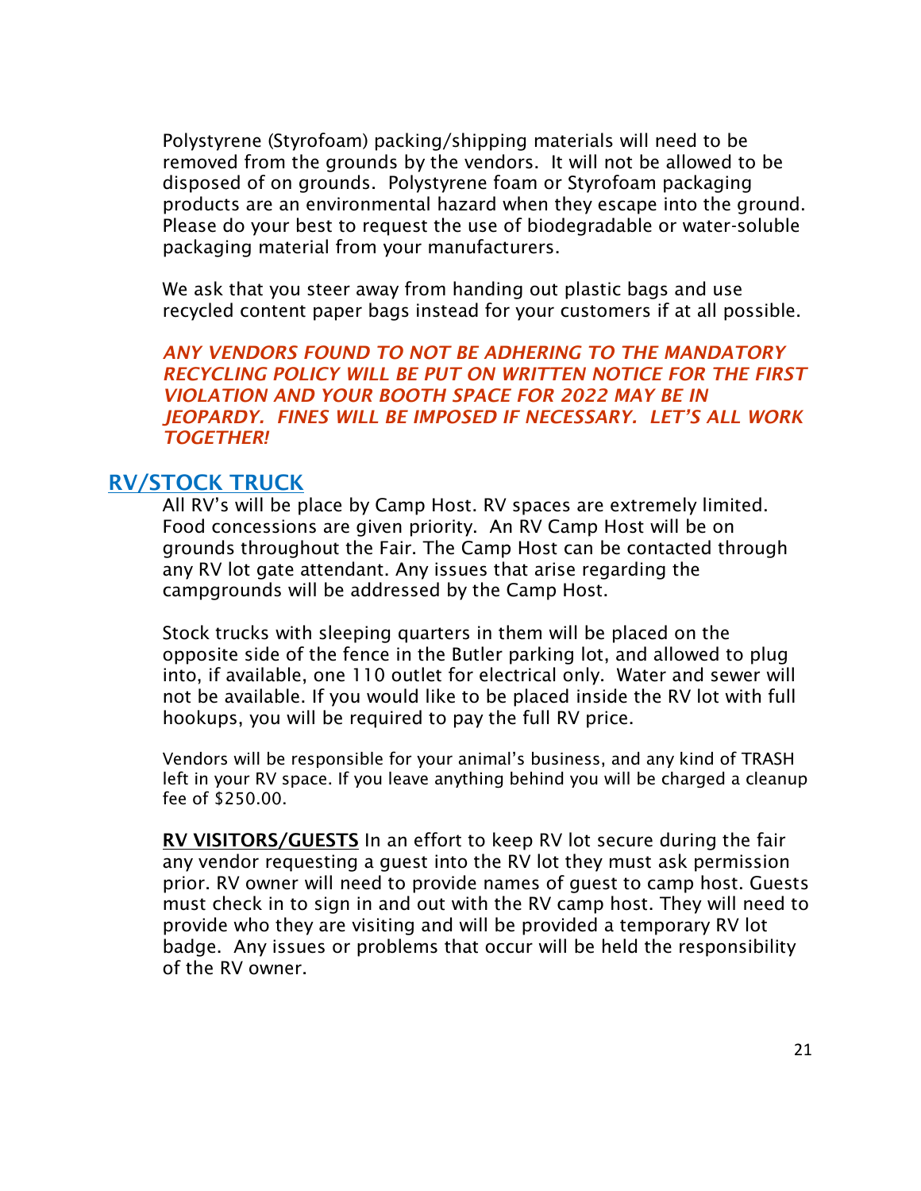Polystyrene (Styrofoam) packing/shipping materials will need to be removed from the grounds by the vendors. It will not be allowed to be disposed of on grounds. Polystyrene foam or Styrofoam packaging products are an environmental hazard when they escape into the ground. Please do your best to request the use of biodegradable or water-soluble packaging material from your manufacturers.

We ask that you steer away from handing out plastic bags and use recycled content paper bags instead for your customers if at all possible.

***ANY VENDORS FOUND TO NOT BE ADHERING TO THE MANDATORY RECYCLING POLICY WILL BE PUT ON WRITTEN NOTICE FOR THE FIRST VIOLATION AND YOUR BOOTH SPACE FOR 2022 MAY BE IN JEOPARDY. FINES WILL BE IMPOSED IF NECESSARY. LET'S ALL WORK TOGETHER!***

## RV/STOCK TRUCK

All RV's will be place by Camp Host. RV spaces are extremely limited. Food concessions are given priority. An RV Camp Host will be on grounds throughout the Fair. The Camp Host can be contacted through any RV lot gate attendant. Any issues that arise regarding the campgrounds will be addressed by the Camp Host.

Stock trucks with sleeping quarters in them will be placed on the opposite side of the fence in the Butler parking lot, and allowed to plug into, if available, one 110 outlet for electrical only. Water and sewer will not be available. If you would like to be placed inside the RV lot with full hookups, you will be required to pay the full RV price.

Vendors will be responsible for your animal's business, and any kind of TRASH left in your RV space. If you leave anything behind you will be charged a cleanup fee of $250.00.

**RV VISITORS/GUESTS** In an effort to keep RV lot secure during the fair any vendor requesting a guest into the RV lot they must ask permission prior. RV owner will need to provide names of guest to camp host. Guests must check in to sign in and out with the RV camp host. They will need to provide who they are visiting and will be provided a temporary RV lot badge. Any issues or problems that occur will be held the responsibility of the RV owner.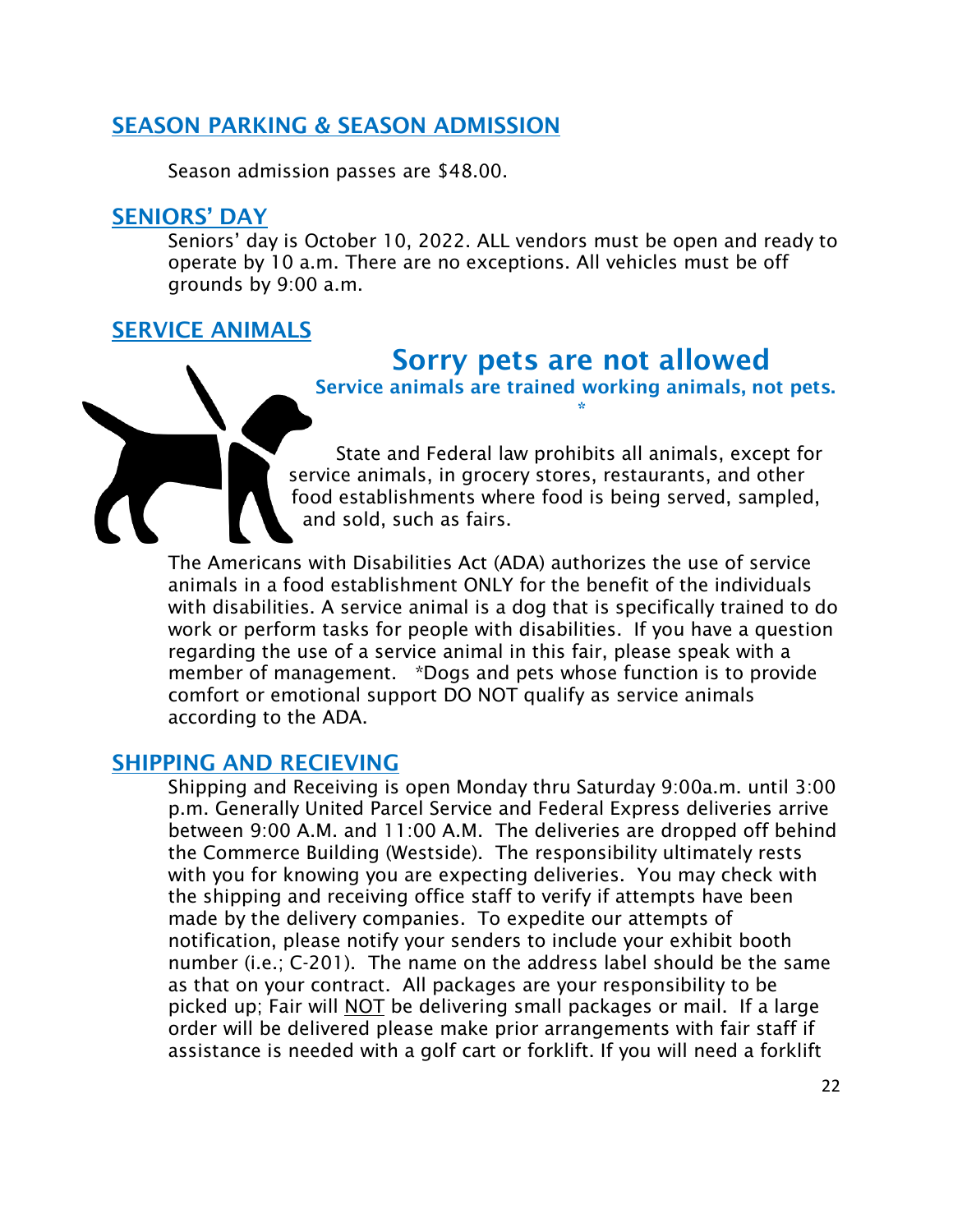## SEASON PARKING & SEASON ADMISSION

Season admission passes are $48.00.

## SENIORS' DAY

Seniors' day is October 10, 2022. ALL vendors must be open and ready to operate by 10 a.m. There are no exceptions. All vehicles must be off grounds by 9:00 a.m.

## SERVICE ANIMALS

**Sorry pets are not allowed**

**Service animals are trained working animals, not pets.**
**\***

State and Federal law prohibits all animals, except for service animals, in grocery stores, restaurants, and other food establishments where food is being served, sampled, and sold, such as fairs.

The Americans with Disabilities Act (ADA) authorizes the use of service animals in a food establishment ONLY for the benefit of the individuals with disabilities. A service animal is a dog that is specifically trained to do work or perform tasks for people with disabilities. If you have a question regarding the use of a service animal in this fair, please speak with a member of management. *Dogs and pets whose function is to provide comfort or emotional support DO NOT qualify as service animals according to the ADA.

## SHIPPING AND RECIEVING

Shipping and Receiving is open Monday thru Saturday 9:00a.m. until 3:00 p.m. Generally United Parcel Service and Federal Express deliveries arrive between 9:00 A.M. and 11:00 A.M. The deliveries are dropped off behind the Commerce Building (Westside). The responsibility ultimately rests with you for knowing you are expecting deliveries. You may check with the shipping and receiving office staff to verify if attempts have been made by the delivery companies. To expedite our attempts of notification, please notify your senders to include your exhibit booth number (i.e.; C-201). The name on the address label should be the same as that on your contract. All packages are your responsibility to be picked up; Fair will <u>NOT</u> be delivering small packages or mail. If a large order will be delivered please make prior arrangements with fair staff if assistance is needed with a golf cart or forklift. If you will need a forklift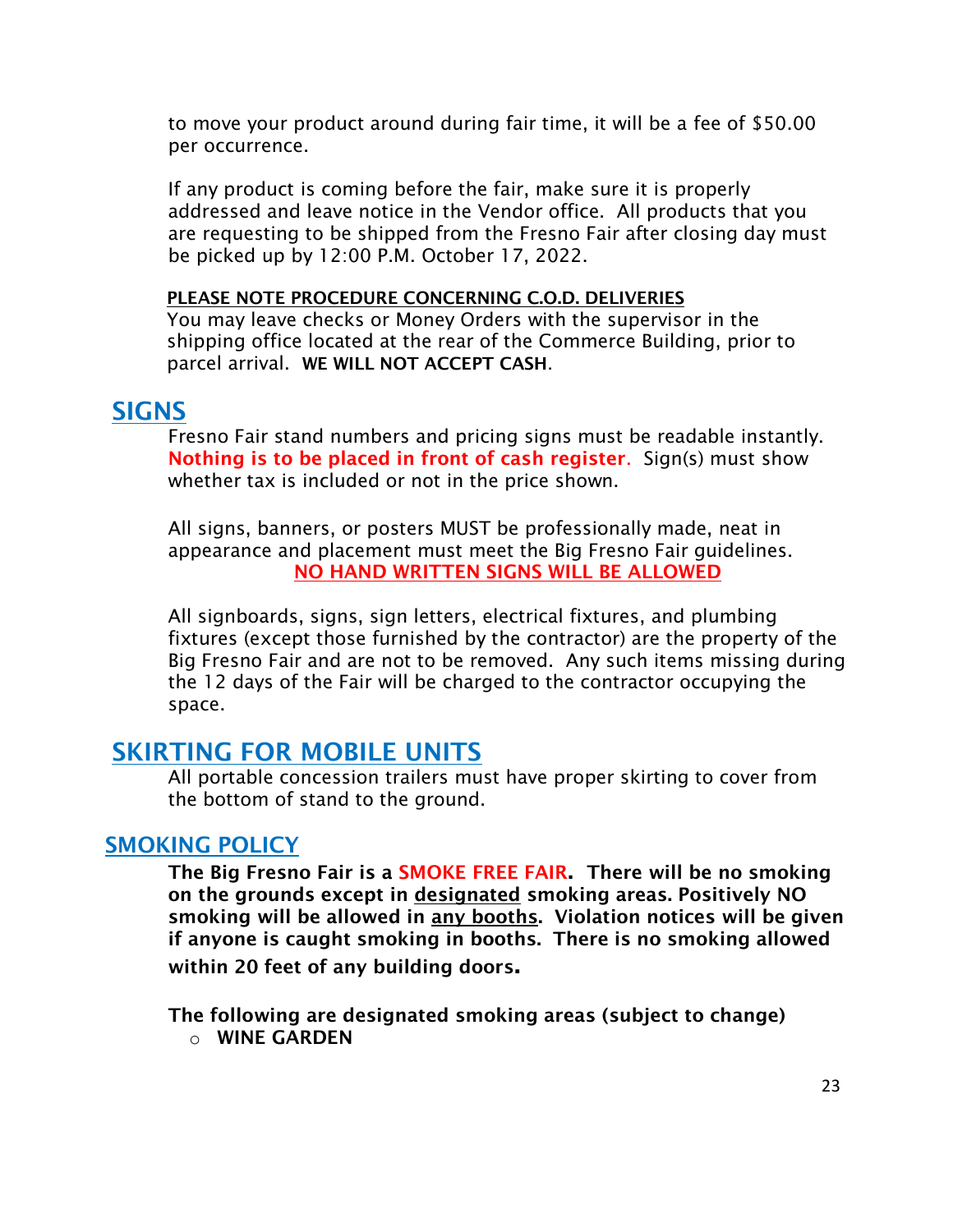to move your product around during fair time, it will be a fee of $50.00 per occurrence.

If any product is coming before the fair, make sure it is properly addressed and leave notice in the Vendor office. All products that you are requesting to be shipped from the Fresno Fair after closing day must be picked up by 12:00 P.M. October 17, 2022.

**PLEASE NOTE PROCEDURE CONCERNING C.O.D. DELIVERIES**

You may leave checks or Money Orders with the supervisor in the shipping office located at the rear of the Commerce Building, prior to parcel arrival. **WE WILL NOT ACCEPT CASH**.

## SIGNS

Fresno Fair stand numbers and pricing signs must be readable instantly. **Nothing is to be placed in front of cash register**. Sign(s) must show whether tax is included or not in the price shown.

All signs, banners, or posters MUST be professionally made, neat in appearance and placement must meet the Big Fresno Fair guidelines.

**NO HAND WRITTEN SIGNS WILL BE ALLOWED**

All signboards, signs, sign letters, electrical fixtures, and plumbing fixtures (except those furnished by the contractor) are the property of the Big Fresno Fair and are not to be removed. Any such items missing during the 12 days of the Fair will be charged to the contractor occupying the space.

## SKIRTING FOR MOBILE UNITS

All portable concession trailers must have proper skirting to cover from the bottom of stand to the ground.

## SMOKING POLICY

**The Big Fresno Fair is a SMOKE FREE FAIR. There will be no smoking on the grounds except in designated smoking areas. Positively NO smoking will be allowed in any booths. Violation notices will be given if anyone is caught smoking in booths. There is no smoking allowed within 20 feet of any building doors.**

**The following are designated smoking areas (subject to change)**

- **WINE GARDEN**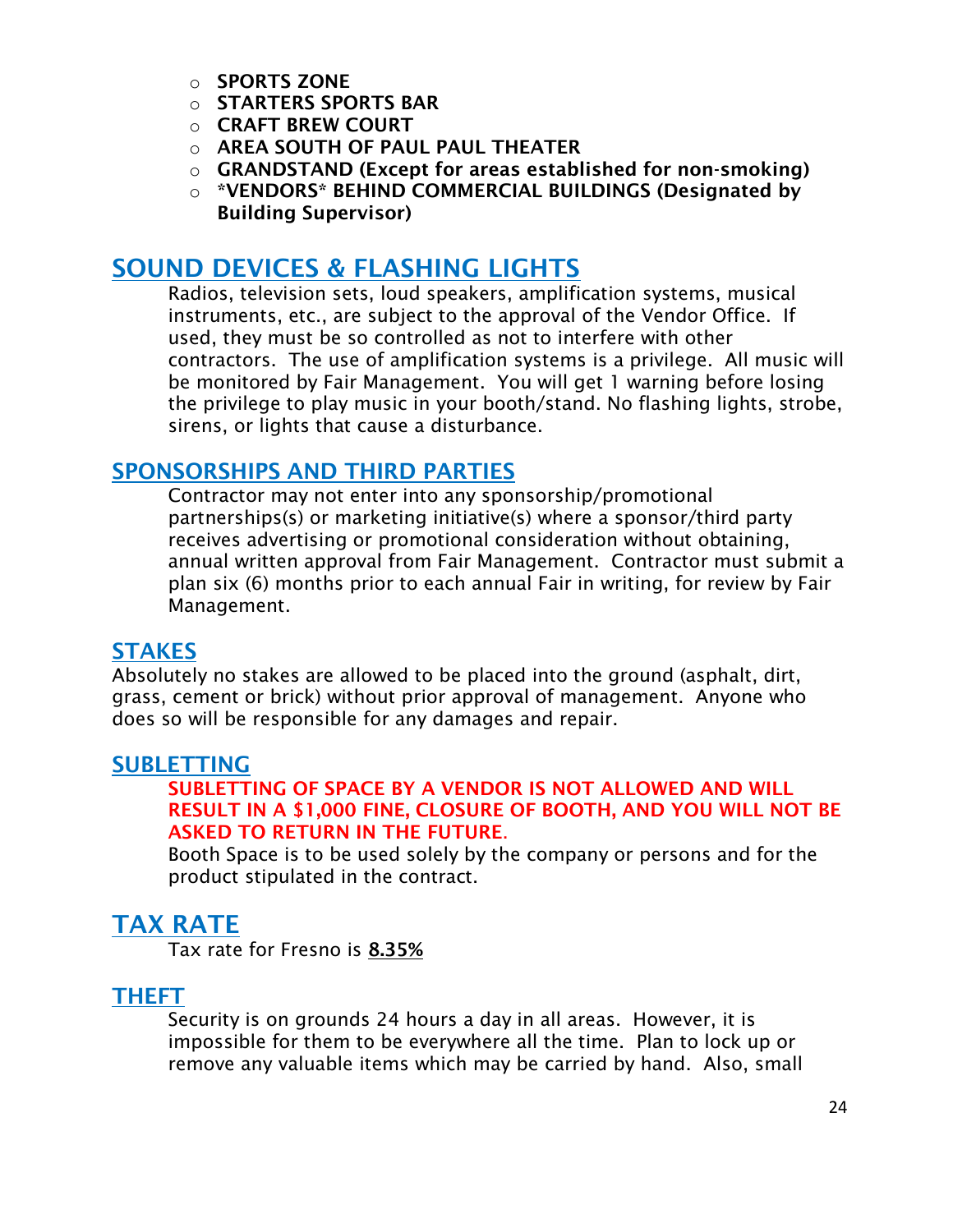- **SPORTS ZONE**
- **STARTERS SPORTS BAR**
- **CRAFT BREW COURT**
- **AREA SOUTH OF PAUL PAUL THEATER**
- **GRANDSTAND (Except for areas established for non-smoking)**
- **\*VENDORS\* BEHIND COMMERCIAL BUILDINGS (Designated by Building Supervisor)**

## SOUND DEVICES & FLASHING LIGHTS

Radios, television sets, loud speakers, amplification systems, musical instruments, etc., are subject to the approval of the Vendor Office. If used, they must be so controlled as not to interfere with other contractors. The use of amplification systems is a privilege. All music will be monitored by Fair Management. You will get 1 warning before losing the privilege to play music in your booth/stand. No flashing lights, strobe, sirens, or lights that cause a disturbance.

## SPONSORSHIPS AND THIRD PARTIES

Contractor may not enter into any sponsorship/promotional partnerships(s) or marketing initiative(s) where a sponsor/third party receives advertising or promotional consideration without obtaining, annual written approval from Fair Management. Contractor must submit a plan six (6) months prior to each annual Fair in writing, for review by Fair Management.

## STAKES

Absolutely no stakes are allowed to be placed into the ground (asphalt, dirt, grass, cement or brick) without prior approval of management. Anyone who does so will be responsible for any damages and repair.

## SUBLETTING

**SUBLETTING OF SPACE BY A VENDOR IS NOT ALLOWED AND WILL RESULT IN A $1,000 FINE, CLOSURE OF BOOTH, AND YOU WILL NOT BE ASKED TO RETURN IN THE FUTURE.**

Booth Space is to be used solely by the company or persons and for the product stipulated in the contract.

## TAX RATE

Tax rate for Fresno is **8.35%**

## THEFT

Security is on grounds 24 hours a day in all areas. However, it is impossible for them to be everywhere all the time. Plan to lock up or remove any valuable items which may be carried by hand. Also, small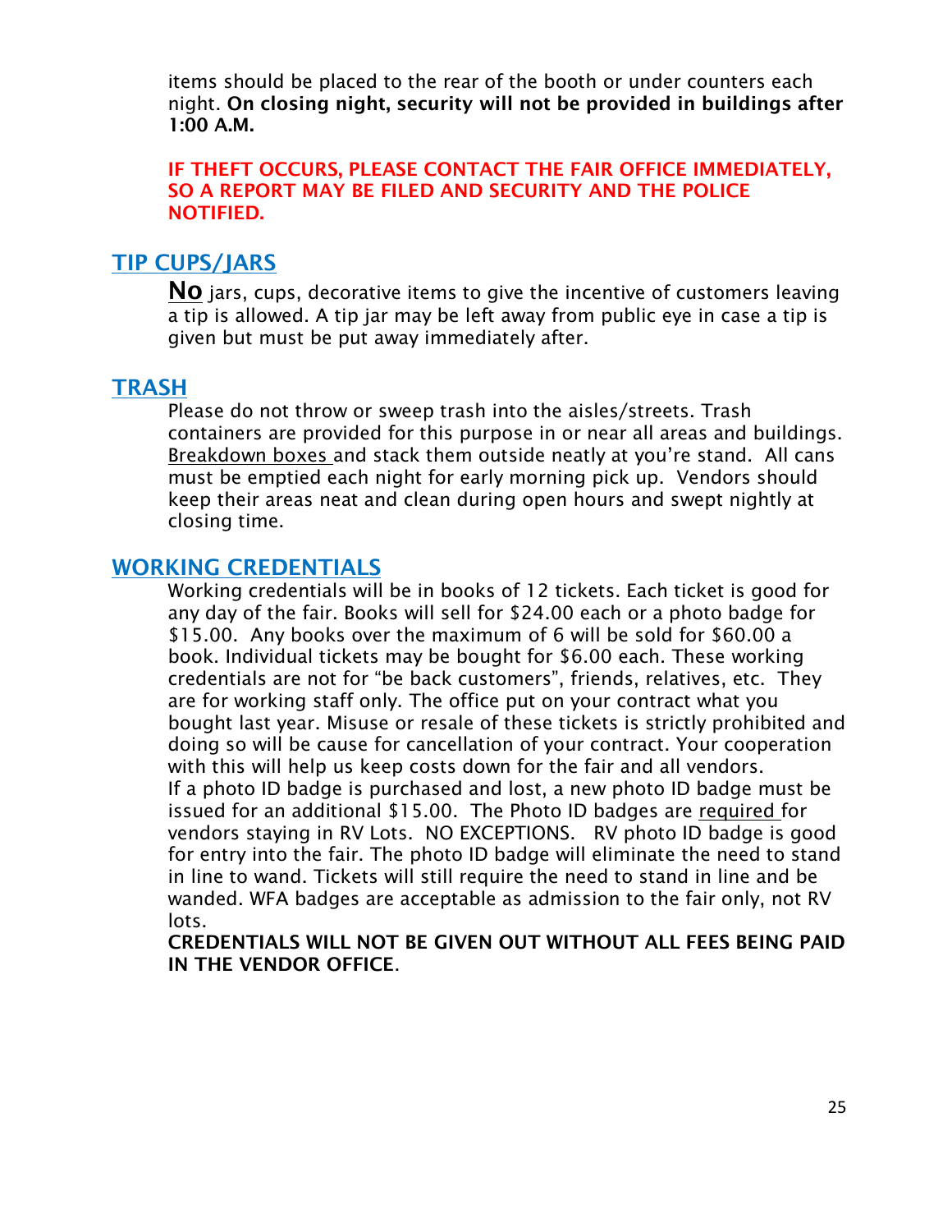items should be placed to the rear of the booth or under counters each night. **On closing night, security will not be provided in buildings after 1:00 A.M.**

**IF THEFT OCCURS, PLEASE CONTACT THE FAIR OFFICE IMMEDIATELY, SO A REPORT MAY BE FILED AND SECURITY AND THE POLICE NOTIFIED.**

## TIP CUPS/JARS

**No** jars, cups, decorative items to give the incentive of customers leaving a tip is allowed. A tip jar may be left away from public eye in case a tip is given but must be put away immediately after.

## TRASH

Please do not throw or sweep trash into the aisles/streets. Trash containers are provided for this purpose in or near all areas and buildings. Breakdown boxes and stack them outside neatly at you're stand. All cans must be emptied each night for early morning pick up. Vendors should keep their areas neat and clean during open hours and swept nightly at closing time.

## WORKING CREDENTIALS

Working credentials will be in books of 12 tickets. Each ticket is good for any day of the fair. Books will sell for $24.00 each or a photo badge for $15.00. Any books over the maximum of 6 will be sold for $60.00 a book. Individual tickets may be bought for $6.00 each. These working credentials are not for "be back customers", friends, relatives, etc. They are for working staff only. The office put on your contract what you bought last year. Misuse or resale of these tickets is strictly prohibited and doing so will be cause for cancellation of your contract. Your cooperation with this will help us keep costs down for the fair and all vendors.
If a photo ID badge is purchased and lost, a new photo ID badge must be issued for an additional $15.00. The Photo ID badges are required for vendors staying in RV Lots. NO EXCEPTIONS. RV photo ID badge is good for entry into the fair. The photo ID badge will eliminate the need to stand in line to wand. Tickets will still require the need to stand in line and be wanded. WFA badges are acceptable as admission to the fair only, not RV lots.
**CREDENTIALS WILL NOT BE GIVEN OUT WITHOUT ALL FEES BEING PAID IN THE VENDOR OFFICE**.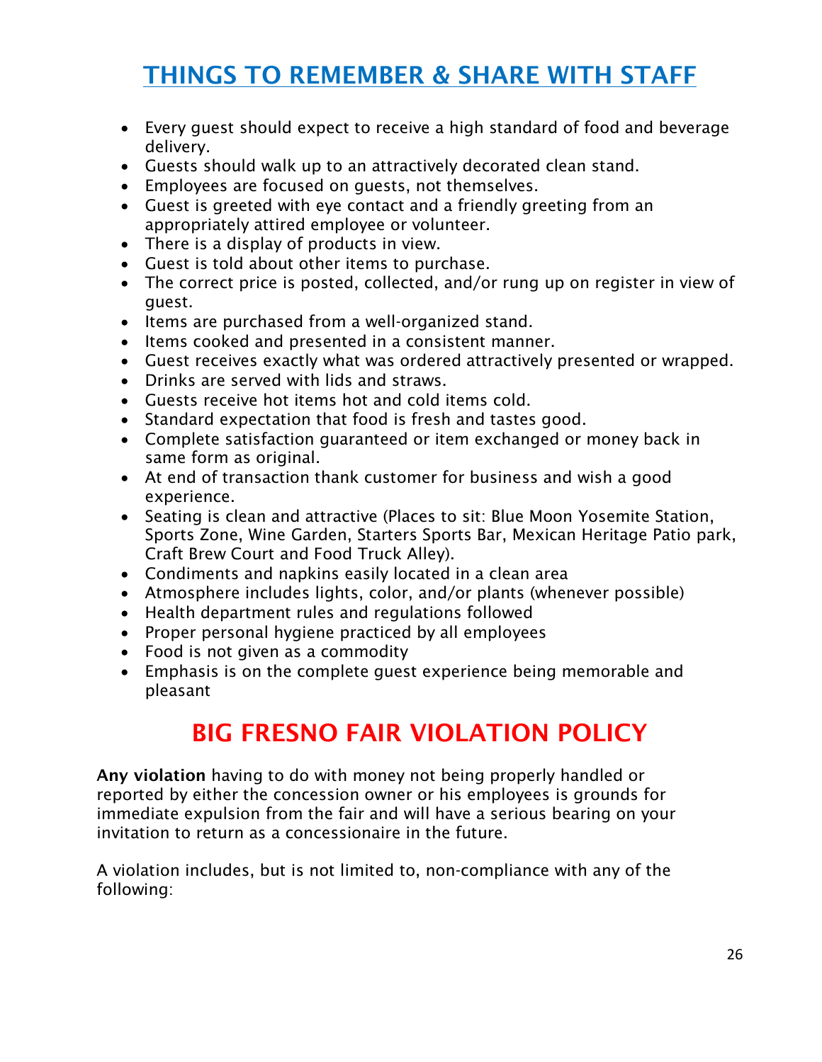# THINGS TO REMEMBER & SHARE WITH STAFF

- Every guest should expect to receive a high standard of food and beverage delivery.
- Guests should walk up to an attractively decorated clean stand.
- Employees are focused on guests, not themselves.
- Guest is greeted with eye contact and a friendly greeting from an appropriately attired employee or volunteer.
- There is a display of products in view.
- Guest is told about other items to purchase.
- The correct price is posted, collected, and/or rung up on register in view of guest.
- Items are purchased from a well-organized stand.
- Items cooked and presented in a consistent manner.
- Guest receives exactly what was ordered attractively presented or wrapped.
- Drinks are served with lids and straws.
- Guests receive hot items hot and cold items cold.
- Standard expectation that food is fresh and tastes good.
- Complete satisfaction guaranteed or item exchanged or money back in same form as original.
- At end of transaction thank customer for business and wish a good experience.
- Seating is clean and attractive (Places to sit: Blue Moon Yosemite Station, Sports Zone, Wine Garden, Starters Sports Bar, Mexican Heritage Patio park, Craft Brew Court and Food Truck Alley).
- Condiments and napkins easily located in a clean area
- Atmosphere includes lights, color, and/or plants (whenever possible)
- Health department rules and regulations followed
- Proper personal hygiene practiced by all employees
- Food is not given as a commodity
- Emphasis is on the complete guest experience being memorable and pleasant

# BIG FRESNO FAIR VIOLATION POLICY

**Any violation** having to do with money not being properly handled or reported by either the concession owner or his employees is grounds for immediate expulsion from the fair and will have a serious bearing on your invitation to return as a concessionaire in the future.

A violation includes, but is not limited to, non-compliance with any of the following: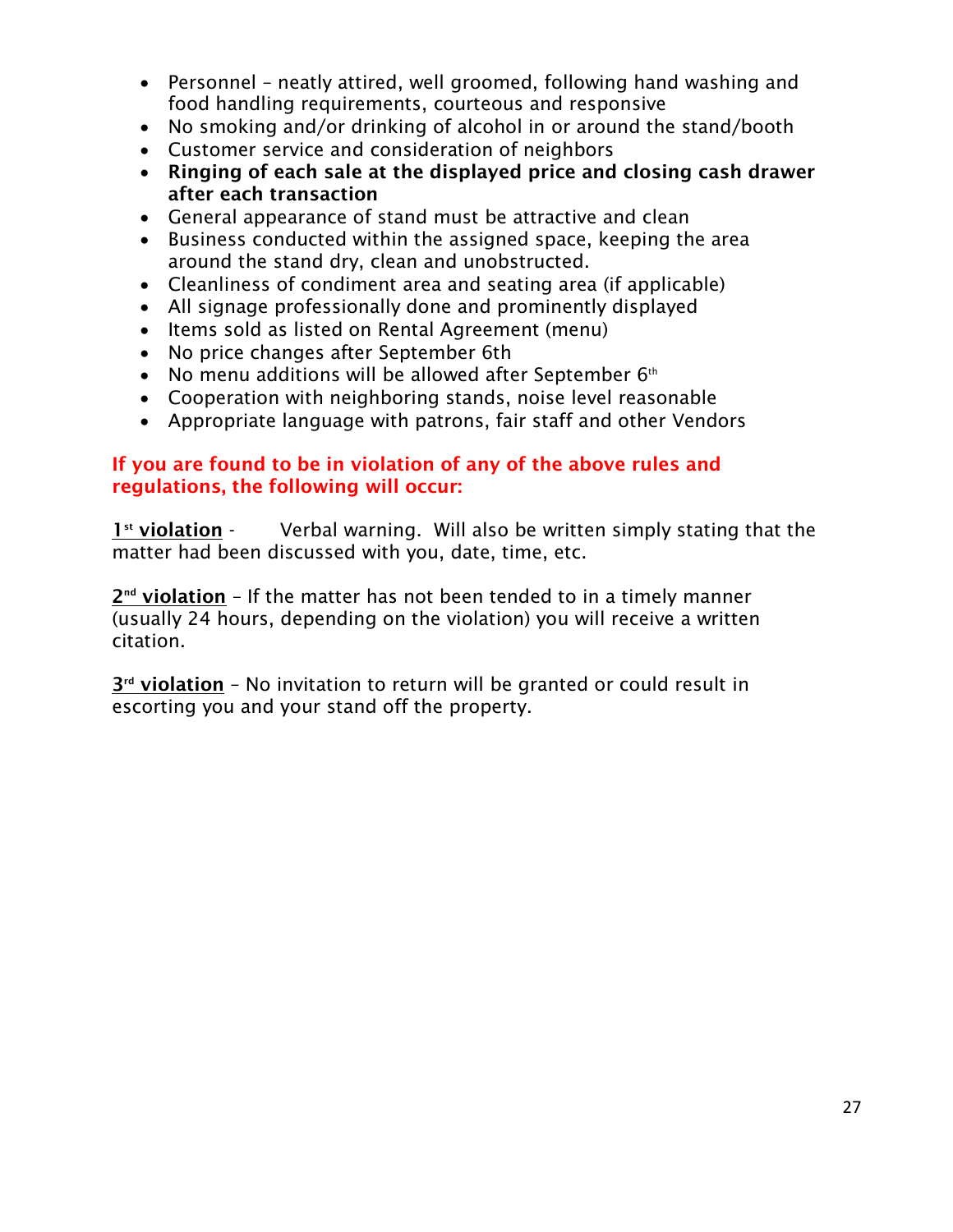- Personnel – neatly attired, well groomed, following hand washing and food handling requirements, courteous and responsive
- No smoking and/or drinking of alcohol in or around the stand/booth
- Customer service and consideration of neighbors
- **Ringing of each sale at the displayed price and closing cash drawer after each transaction**
- General appearance of stand must be attractive and clean
- Business conducted within the assigned space, keeping the area around the stand dry, clean and unobstructed.
- Cleanliness of condiment area and seating area (if applicable)
- All signage professionally done and prominently displayed
- Items sold as listed on Rental Agreement (menu)
- No price changes after September 6th
- No menu additions will be allowed after September 6th
- Cooperation with neighboring stands, noise level reasonable
- Appropriate language with patrons, fair staff and other Vendors

**If you are found to be in violation of any of the above rules and regulations, the following will occur:**

**<u>1st violation</u>** - Verbal warning. Will also be written simply stating that the matter had been discussed with you, date, time, etc.

**<u>2nd violation</u>** – If the matter has not been tended to in a timely manner (usually 24 hours, depending on the violation) you will receive a written citation.

**<u>3rd violation</u>** – No invitation to return will be granted or could result in escorting you and your stand off the property.